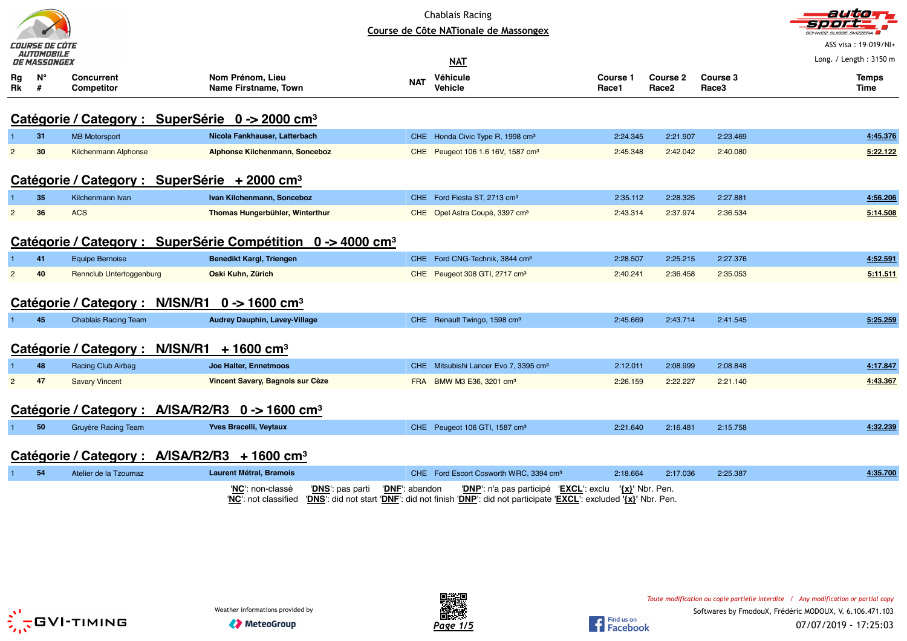Chablais Racing

**Course de Côte NATionale de Massongex**

ASS visa : 19-019/NI+

Long. / Length : 3150 m

**NAT**

## Catégorie / Category : SuperSérie 0 -> 2000 cm³

| Rg Rk | N° # | Concurrent Competitor | Nom Prénom, Lieu Name Firstname, Town | NAT | Véhicule Vehicle | Course 1 Race1 | Course 2 Race2 | Course 3 Race3 | Temps Time |
|---|---|---|---|---|---|---|---|---|---|
| 1 | 31 | MB Motorsport | **Nicola Fankhauser, Latterbach** | CHE | Honda Civic Type R, 1998 cm³ | 2:24.345 | 2:21.907 | 2:23.469 | **4:45.376** |
| 2 | 30 | Kilchenmann Alphonse | **Alphonse Kilchenmann, Sonceboz** | CHE | Peugeot 106 1.6 16V, 1587 cm³ | 2:45.348 | 2:42.042 | 2:40.080 | **5:22.122** |

## Catégorie / Category : SuperSérie + 2000 cm³

| Rg Rk | N° # | Concurrent Competitor | Nom Prénom, Lieu Name Firstname, Town | NAT | Véhicule Vehicle | Course 1 Race1 | Course 2 Race2 | Course 3 Race3 | Temps Time |
|---|---|---|---|---|---|---|---|---|---|
| 1 | 35 | Kilchenmann Ivan | **Ivan Kilchenmann, Sonceboz** | CHE | Ford Fiesta ST, 2713 cm³ | 2:35.112 | 2:28.325 | 2:27.881 | **4:56.206** |
| 2 | 36 | ACS | **Thomas Hungerbühler, Winterthur** | CHE | Opel Astra Coupé, 3397 cm³ | 2:43.314 | 2:37.974 | 2:36.534 | **5:14.508** |

## Catégorie / Category : SuperSérie Compétition 0 -> 4000 cm³

| Rg Rk | N° # | Concurrent Competitor | Nom Prénom, Lieu Name Firstname, Town | NAT | Véhicule Vehicle | Course 1 Race1 | Course 2 Race2 | Course 3 Race3 | Temps Time |
|---|---|---|---|---|---|---|---|---|---|
| 1 | 41 | Equipe Bernoise | **Benedikt Kargl, Triengen** | CHE | Ford CNG-Technik, 3844 cm³ | 2:28.507 | 2:25.215 | 2:27.376 | **4:52.591** |
| 2 | 40 | Rennclub Untertoggenburg | **Oski Kuhn, Zürich** | CHE | Peugeot 308 GTI, 2717 cm³ | 2:40.241 | 2:36.458 | 2:35.053 | **5:11.511** |

## Catégorie / Category : N/ISN/R1 0 -> 1600 cm³

| Rg Rk | N° # | Concurrent Competitor | Nom Prénom, Lieu Name Firstname, Town | NAT | Véhicule Vehicle | Course 1 Race1 | Course 2 Race2 | Course 3 Race3 | Temps Time |
|---|---|---|---|---|---|---|---|---|---|
| 1 | 45 | Chablais Racing Team | **Audrey Dauphin, Lavey-Village** | CHE | Renault Twingo, 1598 cm³ | 2:45.669 | 2:43.714 | 2:41.545 | **5:25.259** |

## Catégorie / Category : N/ISN/R1 + 1600 cm³

| Rg Rk | N° # | Concurrent Competitor | Nom Prénom, Lieu Name Firstname, Town | NAT | Véhicule Vehicle | Course 1 Race1 | Course 2 Race2 | Course 3 Race3 | Temps Time |
|---|---|---|---|---|---|---|---|---|---|
| 1 | 48 | Racing Club Airbag | **Joe Halter, Ennetmoos** | CHE | Mitsubishi Lancer Evo 7, 3395 cm³ | 2:12.011 | 2:08.999 | 2:08.848 | **4:17.847** |
| 2 | 47 | Savary Vincent | **Vincent Savary, Bagnols sur Cèze** | FRA | BMW M3 E36, 3201 cm³ | 2:26.159 | 2:22.227 | 2:21.140 | **4:43.367** |

## Catégorie / Category : A/ISA/R2/R3 0 -> 1600 cm³

| Rg Rk | N° # | Concurrent Competitor | Nom Prénom, Lieu Name Firstname, Town | NAT | Véhicule Vehicle | Course 1 Race1 | Course 2 Race2 | Course 3 Race3 | Temps Time |
|---|---|---|---|---|---|---|---|---|---|
| 1 | 50 | Gruyère Racing Team | **Yves Bracelli, Veytaux** | CHE | Peugeot 106 GTI, 1587 cm³ | 2:21.640 | 2:16.481 | 2:15.758 | **4:32.239** |

## Catégorie / Category : A/ISA/R2/R3 + 1600 cm³

| Rg Rk | N° # | Concurrent Competitor | Nom Prénom, Lieu Name Firstname, Town | NAT | Véhicule Vehicle | Course 1 Race1 | Course 2 Race2 | Course 3 Race3 | Temps Time |
|---|---|---|---|---|---|---|---|---|---|
| 1 | 54 | Atelier de la Tzoumaz | **Laurent Métral, Bramois** | CHE | Ford Escort Cosworth WRC, 3394 cm³ | 2:18.664 | 2:17.036 | 2:25.387 | **4:35.700** |

'**NC**': non-classé '**DNS**': pas parti '**DNF**': abandon '**DNP**': n'a pas participé '**EXCL**': exclu '**{x}**' Nbr. Pen.
'**NC**': not classified '**DNS**': did not start '**DNF**': did not finish '**DNP**': did not participate '**EXCL**': excluded '**{x}**' Nbr. Pen.

Weather informations provided by MeteoGroup

*Toute modification ou copie partielle interdite / Any modification or partial copy*

Softwares by FmodouX, Frédéric MODOUX, V. 6.106.471.103

07/07/2019 - 17:25:03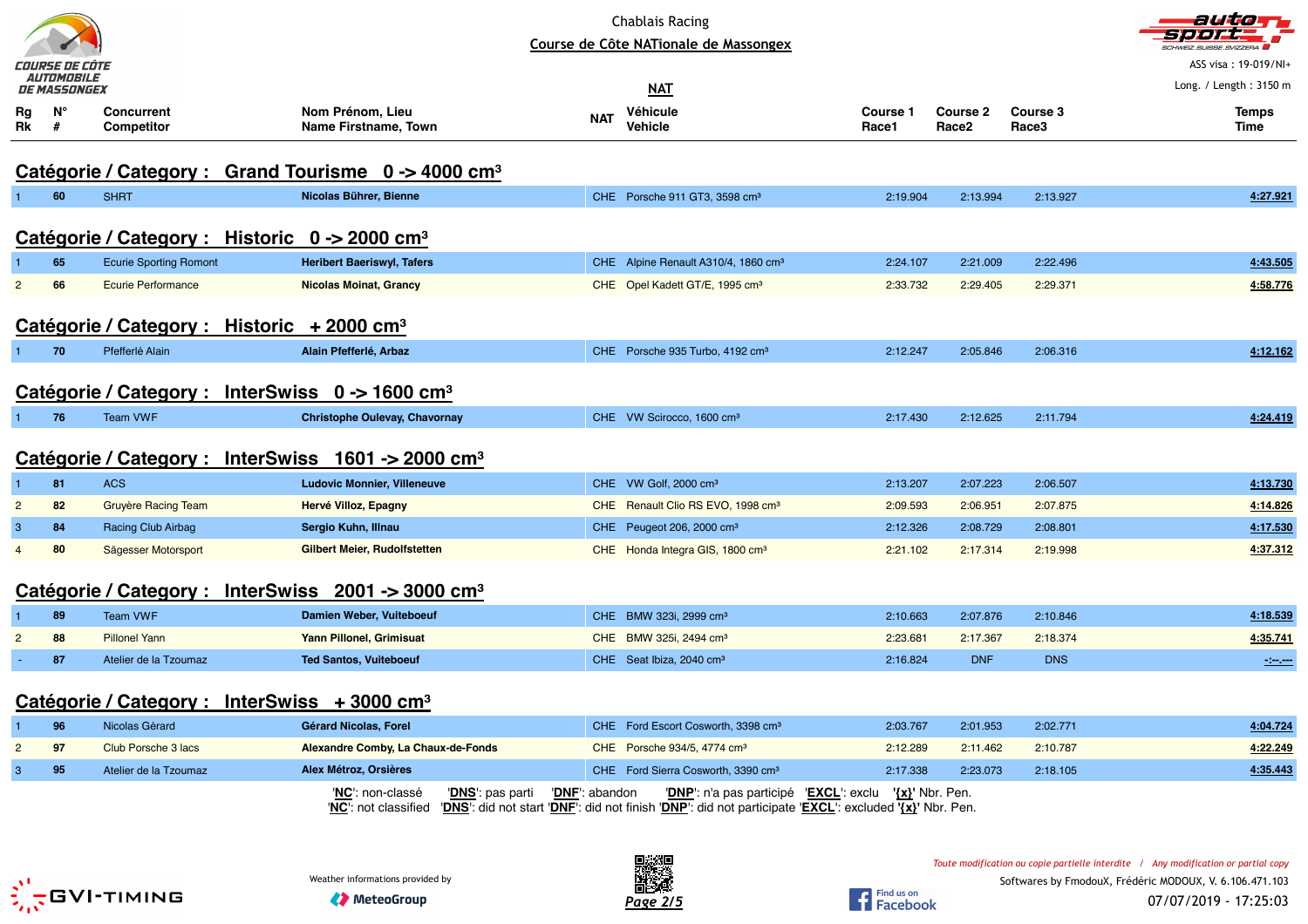Chablais Racing

**Course de Côte NATionale de Massongex**

ASS visa : 19-019/NI+

Long. / Length : 3150 m

NAT

## Catégorie / Category : Grand Tourisme 0 -> 4000 cm³

| Rg Rk | N° # | Concurrent Competitor | Nom Prénom, Lieu Name Firstname, Town | NAT | Véhicule Vehicle | Course 1 Race1 | Course 2 Race2 | Course 3 Race3 | Temps Time |
|---|---|---|---|---|---|---|---|---|---|
| 1 | 60 | SHRT | Nicolas Bührer, Bienne | CHE | Porsche 911 GT3, 3598 cm³ | 2:19.904 | 2:13.994 | 2:13.927 | 4:27.921 |

## Catégorie / Category : Historic 0 -> 2000 cm³

| Rg Rk | N° # | Concurrent Competitor | Nom Prénom, Lieu Name Firstname, Town | NAT | Véhicule Vehicle | Course 1 Race1 | Course 2 Race2 | Course 3 Race3 | Temps Time |
|---|---|---|---|---|---|---|---|---|---|
| 1 | 65 | Ecurie Sporting Romont | Heribert Baeriswyl, Tafers | CHE | Alpine Renault A310/4, 1860 cm³ | 2:24.107 | 2:21.009 | 2:22.496 | 4:43.505 |
| 2 | 66 | Ecurie Performance | Nicolas Moinat, Grancy | CHE | Opel Kadett GT/E, 1995 cm³ | 2:33.732 | 2:29.405 | 2:29.371 | 4:58.776 |

## Catégorie / Category : Historic + 2000 cm³

| Rg Rk | N° # | Concurrent Competitor | Nom Prénom, Lieu Name Firstname, Town | NAT | Véhicule Vehicle | Course 1 Race1 | Course 2 Race2 | Course 3 Race3 | Temps Time |
|---|---|---|---|---|---|---|---|---|---|
| 1 | 70 | Pfefferlé Alain | Alain Pfefferlé, Arbaz | CHE | Porsche 935 Turbo, 4192 cm³ | 2:12.247 | 2:05.846 | 2:06.316 | 4:12.162 |

## Catégorie / Category : InterSwiss 0 -> 1600 cm³

| Rg Rk | N° # | Concurrent Competitor | Nom Prénom, Lieu Name Firstname, Town | NAT | Véhicule Vehicle | Course 1 Race1 | Course 2 Race2 | Course 3 Race3 | Temps Time |
|---|---|---|---|---|---|---|---|---|---|
| 1 | 76 | Team VWF | Christophe Oulevay, Chavornay | CHE | VW Scirocco, 1600 cm³ | 2:17.430 | 2:12.625 | 2:11.794 | 4:24.419 |

## Catégorie / Category : InterSwiss 1601 -> 2000 cm³

| Rg Rk | N° # | Concurrent Competitor | Nom Prénom, Lieu Name Firstname, Town | NAT | Véhicule Vehicle | Course 1 Race1 | Course 2 Race2 | Course 3 Race3 | Temps Time |
|---|---|---|---|---|---|---|---|---|---|
| 1 | 81 | ACS | Ludovic Monnier, Villeneuve | CHE | VW Golf, 2000 cm³ | 2:13.207 | 2:07.223 | 2:06.507 | 4:13.730 |
| 2 | 82 | Gruyère Racing Team | Hervé Villoz, Epagny | CHE | Renault Clio RS EVO, 1998 cm³ | 2:09.593 | 2:06.951 | 2:07.875 | 4:14.826 |
| 3 | 84 | Racing Club Airbag | Sergio Kuhn, Illnau | CHE | Peugeot 206, 2000 cm³ | 2:12.326 | 2:08.729 | 2:08.801 | 4:17.530 |
| 4 | 80 | Sägesser Motorsport | Gilbert Meier, Rudolfstetten | CHE | Honda Integra GIS, 1800 cm³ | 2:21.102 | 2:17.314 | 2:19.998 | 4:37.312 |

## Catégorie / Category : InterSwiss 2001 -> 3000 cm³

| Rg Rk | N° # | Concurrent Competitor | Nom Prénom, Lieu Name Firstname, Town | NAT | Véhicule Vehicle | Course 1 Race1 | Course 2 Race2 | Course 3 Race3 | Temps Time |
|---|---|---|---|---|---|---|---|---|---|
| 1 | 89 | Team VWF | Damien Weber, Vuiteboeuf | CHE | BMW 323i, 2999 cm³ | 2:10.663 | 2:07.876 | 2:10.846 | 4:18.539 |
| 2 | 88 | Pillonel Yann | Yann Pillonel, Grimisuat | CHE | BMW 325i, 2494 cm³ | 2:23.681 | 2:17.367 | 2:18.374 | 4:35.741 |
| - | 87 | Atelier de la Tzoumaz | Ted Santos, Vuiteboeuf | CHE | Seat Ibiza, 2040 cm³ | 2:16.824 | DNF | DNS | -:--.--- |

## Catégorie / Category : InterSwiss + 3000 cm³

| Rg Rk | N° # | Concurrent Competitor | Nom Prénom, Lieu Name Firstname, Town | NAT | Véhicule Vehicle | Course 1 Race1 | Course 2 Race2 | Course 3 Race3 | Temps Time |
|---|---|---|---|---|---|---|---|---|---|
| 1 | 96 | Nicolas Gérard | Gérard Nicolas, Forel | CHE | Ford Escort Cosworth, 3398 cm³ | 2:03.767 | 2:01.953 | 2:02.771 | 4:04.724 |
| 2 | 97 | Club Porsche 3 lacs | Alexandre Comby, La Chaux-de-Fonds | CHE | Porsche 934/5, 4774 cm³ | 2:12.289 | 2:11.462 | 2:10.787 | 4:22.249 |
| 3 | 95 | Atelier de la Tzoumaz | Alex Métroz, Orsières | CHE | Ford Sierra Cosworth, 3390 cm³ | 2:17.338 | 2:23.073 | 2:18.105 | 4:35.443 |

'**NC**': non-classé '**DNS**': pas parti '**DNF**': abandon '**DNP**': n'a pas participé '**EXCL**': exclu '**{x}**' Nbr. Pen.
'**NC**': not classified '**DNS**': did not start '**DNF**': did not finish '**DNP**': did not participate '**EXCL**': excluded '**{x}**' Nbr. Pen.

Weather informations provided by MeteoGroup

*Toute modification ou copie partielle interdite / Any modification or partial copy*

Softwares by FmodouX, Frédéric MODOUX, V. 6.106.471.103

07/07/2019 - 17:25:03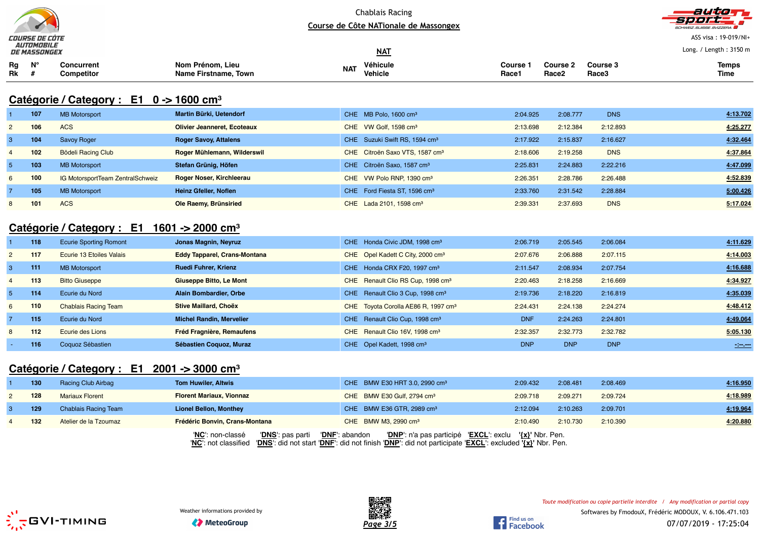Chablais Racing

Course de Côte NATionale de Massongex

NAT

ASS visa : 19-019/NI+

Long. / Length : 3150 m

## Catégorie / Category : E1 0 -> 1600 cm³

| Rg Rk | N° # | Concurrent Competitor | Nom Prénom, Lieu Name Firstname, Town | NAT | Véhicule Vehicle | Course 1 Race1 | Course 2 Race2 | Course 3 Race3 | Temps Time |
|---|---|---|---|---|---|---|---|---|---|
| 1 | 107 | MB Motorsport | **Martin Bürki, Uetendorf** | CHE | MB Polo, 1600 cm³ | 2:04.925 | 2:08.777 | DNS | 4:13.702 |
| 2 | 106 | ACS | **Olivier Jeanneret, Ecoteaux** | CHE | VW Golf, 1598 cm³ | 2:13.698 | 2:12.384 | 2:12.893 | 4:25.277 |
| 3 | 104 | Savoy Roger | **Roger Savoy, Attalens** | CHE | Suzuki Swift RS, 1594 cm³ | 2:17.922 | 2:15.837 | 2:16.627 | 4:32.464 |
| 4 | 102 | Bödeli Racing Club | **Roger Mühlemann, Wilderswil** | CHE | Citroën Saxo VTS, 1587 cm³ | 2:18.606 | 2:19.258 | DNS | 4:37.864 |
| 5 | 103 | MB Motorsport | **Stefan Grünig, Höfen** | CHE | Citroën Saxo, 1587 cm³ | 2:25.831 | 2:24.883 | 2:22.216 | 4:47.099 |
| 6 | 100 | IG MotorsportTeam ZentralSchweiz | **Roger Noser, Kirchleerau** | CHE | VW Polo RNP, 1390 cm³ | 2:26.351 | 2:28.786 | 2:26.488 | 4:52.839 |
| 7 | 105 | MB Motorsport | **Heinz Gfeller, Noflen** | CHE | Ford Fiesta ST, 1596 cm³ | 2:33.760 | 2:31.542 | 2:28.884 | 5:00.426 |
| 8 | 101 | ACS | **Ole Raemy, Brünsiried** | CHE | Lada 2101, 1598 cm³ | 2:39.331 | 2:37.693 | DNS | 5:17.024 |

## Catégorie / Category : E1 1601 -> 2000 cm³

| Rg Rk | N° # | Concurrent Competitor | Nom Prénom, Lieu Name Firstname, Town | NAT | Véhicule Vehicle | Course 1 Race1 | Course 2 Race2 | Course 3 Race3 | Temps Time |
|---|---|---|---|---|---|---|---|---|---|
| 1 | 118 | Ecurie Sporting Romont | **Jonas Magnin, Neyruz** | CHE | Honda Civic JDM, 1998 cm³ | 2:06.719 | 2:05.545 | 2:06.084 | 4:11.629 |
| 2 | 117 | Ecurie 13 Etoiles Valais | **Eddy Tapparel, Crans-Montana** | CHE | Opel Kadett C City, 2000 cm³ | 2:07.676 | 2:06.888 | 2:07.115 | 4:14.003 |
| 3 | 111 | MB Motorsport | **Ruedi Fuhrer, Krienz** | CHE | Honda CRX F20, 1997 cm³ | 2:11.547 | 2:08.934 | 2:07.754 | 4:16.688 |
| 4 | 113 | Bitto Giuseppe | **Giuseppe Bitto, Le Mont** | CHE | Renault Clio RS Cup, 1998 cm³ | 2:20.463 | 2:18.258 | 2:16.669 | 4:34.927 |
| 5 | 114 | Ecurie du Nord | **Alain Bombardier, Orbe** | CHE | Renault Clio 3 Cup, 1998 cm³ | 2:19.736 | 2:18.220 | 2:16.819 | 4:35.039 |
| 6 | 110 | Chablais Racing Team | **Stive Maillard, Choëx** | CHE | Toyota Corolla AE86 R, 1997 cm³ | 2:24.431 | 2:24.138 | 2:24.274 | 4:48.412 |
| 7 | 115 | Ecurie du Nord | **Michel Randin, Mervelier** | CHE | Renault Clio Cup, 1998 cm³ | DNF | 2:24.263 | 2:24.801 | 4:49.064 |
| 8 | 112 | Ecurie des Lions | **Fréd Fragnière, Remaufens** | CHE | Renault Clio 16V, 1998 cm³ | 2:32.357 | 2:32.773 | 2:32.782 | 5:05.130 |
| - | 116 | Coquoz Sébastien | **Sébastien Coquoz, Muraz** | CHE | Opel Kadett, 1998 cm³ | DNP | DNP | DNP | -:--.--- |

## Catégorie / Category : E1 2001 -> 3000 cm³

| Rg Rk | N° # | Concurrent Competitor | Nom Prénom, Lieu Name Firstname, Town | NAT | Véhicule Vehicle | Course 1 Race1 | Course 2 Race2 | Course 3 Race3 | Temps Time |
|---|---|---|---|---|---|---|---|---|---|
| 1 | 130 | Racing Club Airbag | **Tom Huwiler, Altwis** | CHE | BMW E30 HRT 3.0, 2990 cm³ | 2:09.432 | 2:08.481 | 2:08.469 | 4:16.950 |
| 2 | 128 | Mariaux Florent | **Florent Mariaux, Vionnaz** | CHE | BMW E30 Gulf, 2794 cm³ | 2:09.718 | 2:09.271 | 2:09.724 | 4:18.989 |
| 3 | 129 | Chablais Racing Team | **Lionel Bellon, Monthey** | CHE | BMW E36 GTR, 2989 cm³ | 2:12.094 | 2:10.263 | 2:09.701 | 4:19.964 |
| 4 | 132 | Atelier de la Tzoumaz | **Frédéric Bonvin, Crans-Montana** | CHE | BMW M3, 2990 cm³ | 2:10.490 | 2:10.730 | 2:10.390 | 4:20.880 |

'NC': non-classé 'DNS': pas parti 'DNF': abandon 'DNP': n'a pas participé 'EXCL': exclu '{x}' Nbr. Pen.
'NC': not classified 'DNS': did not start 'DNF': did not finish 'DNP': did not participate 'EXCL': excluded '{x}' Nbr. Pen.

Weather informations provided by MeteoGroup

*Toute modification ou copie partielle interdite / Any modification or partial copy*

Softwares by FmodouX, Frédéric MODOUX, V. 6.106.471.103

07/07/2019 - 17:25:04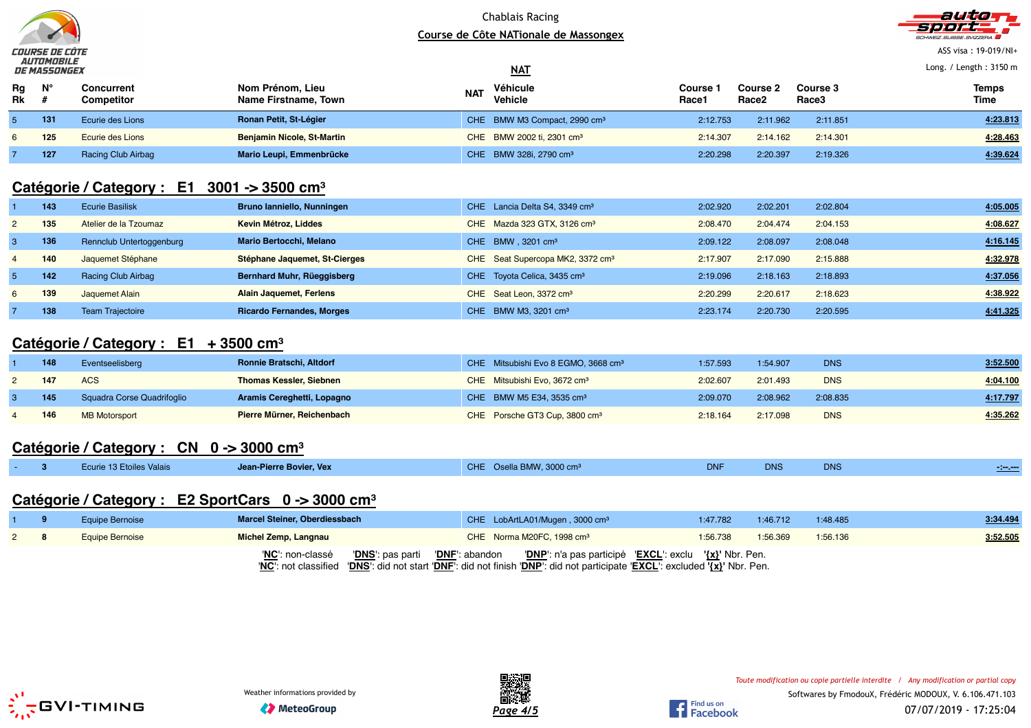Chablais Racing

Course de Côte NATionale de Massongex

ASS visa : 19-019/NI+

Long. / Length : 3150 m

NAT

| Rg Rk | N° # | Concurrent Competitor | Nom Prénom, Lieu Name Firstname, Town | NAT | Véhicule Vehicle | Course 1 Race1 | Course 2 Race2 | Course 3 Race3 | Temps Time |
|---|---|---|---|---|---|---|---|---|---|
| 5 | 131 | Ecurie des Lions | **Ronan Petit, St-Légier** | CHE | BMW M3 Compact, 2990 cm³ | 2:12.753 | 2:11.962 | 2:11.851 | **4:23.813** |
| 6 | 125 | Ecurie des Lions | **Benjamin Nicole, St-Martin** | CHE | BMW 2002 ti, 2301 cm³ | 2:14.307 | 2:14.162 | 2:14.301 | **4:28.463** |
| 7 | 127 | Racing Club Airbag | **Mario Leupi, Emmenbrücke** | CHE | BMW 328i, 2790 cm³ | 2:20.298 | 2:20.397 | 2:19.326 | **4:39.624** |

## Catégorie / Category : E1 3001 -> 3500 cm³

| Rg Rk | N° # | Concurrent Competitor | Nom Prénom, Lieu Name Firstname, Town | NAT | Véhicule Vehicle | Course 1 Race1 | Course 2 Race2 | Course 3 Race3 | Temps Time |
|---|---|---|---|---|---|---|---|---|---|
| 1 | 143 | Ecurie Basilisk | **Bruno Ianniello, Nunningen** | CHE | Lancia Delta S4, 3349 cm³ | 2:02.920 | 2:02.201 | 2:02.804 | **4:05.005** |
| 2 | 135 | Atelier de la Tzoumaz | **Kevin Métroz, Liddes** | CHE | Mazda 323 GTX, 3126 cm³ | 2:08.470 | 2:04.474 | 2:04.153 | **4:08.627** |
| 3 | 136 | Rennclub Untertoggenburg | **Mario Bertocchi, Melano** | CHE | BMW , 3201 cm³ | 2:09.122 | 2:08.097 | 2:08.048 | **4:16.145** |
| 4 | 140 | Jaquemet Stéphane | **Stéphane Jaquemet, St-Cierges** | CHE | Seat Supercopa MK2, 3372 cm³ | 2:17.907 | 2:17.090 | 2:15.888 | **4:32.978** |
| 5 | 142 | Racing Club Airbag | **Bernhard Muhr, Rüeggisberg** | CHE | Toyota Celica, 3435 cm³ | 2:19.096 | 2:18.163 | 2:18.893 | **4:37.056** |
| 6 | 139 | Jaquemet Alain | **Alain Jaquemet, Ferlens** | CHE | Seat Leon, 3372 cm³ | 2:20.299 | 2:20.617 | 2:18.623 | **4:38.922** |
| 7 | 138 | Team Trajectoire | **Ricardo Fernandes, Morges** | CHE | BMW M3, 3201 cm³ | 2:23.174 | 2:20.730 | 2:20.595 | **4:41.325** |

## Catégorie / Category : E1 + 3500 cm³

| Rg Rk | N° # | Concurrent Competitor | Nom Prénom, Lieu Name Firstname, Town | NAT | Véhicule Vehicle | Course 1 Race1 | Course 2 Race2 | Course 3 Race3 | Temps Time |
|---|---|---|---|---|---|---|---|---|---|
| 1 | 148 | Eventseelisberg | **Ronnie Bratschi, Altdorf** | CHE | Mitsubishi Evo 8 EGMO, 3668 cm³ | 1:57.593 | 1:54.907 | DNS | **3:52.500** |
| 2 | 147 | ACS | **Thomas Kessler, Siebnen** | CHE | Mitsubishi Evo, 3672 cm³ | 2:02.607 | 2:01.493 | DNS | **4:04.100** |
| 3 | 145 | Squadra Corse Quadrifoglio | **Aramis Cereghetti, Lopagno** | CHE | BMW M5 E34, 3535 cm³ | 2:09.070 | 2:08.962 | 2:08.835 | **4:17.797** |
| 4 | 146 | MB Motorsport | **Pierre Mürner, Reichenbach** | CHE | Porsche GT3 Cup, 3800 cm³ | 2:18.164 | 2:17.098 | DNS | **4:35.262** |

## Catégorie / Category : CN 0 -> 3000 cm³

| Rg Rk | N° # | Concurrent Competitor | Nom Prénom, Lieu Name Firstname, Town | NAT | Véhicule Vehicle | Course 1 Race1 | Course 2 Race2 | Course 3 Race3 | Temps Time |
|---|---|---|---|---|---|---|---|---|---|
| - | 3 | Ecurie 13 Etoiles Valais | **Jean-Pierre Bovier, Vex** | CHE | Osella BMW, 3000 cm³ | DNF | DNS | DNS | **-:--.---** |

## Catégorie / Category : E2 SportCars 0 -> 3000 cm³

| Rg Rk | N° # | Concurrent Competitor | Nom Prénom, Lieu Name Firstname, Town | NAT | Véhicule Vehicle | Course 1 Race1 | Course 2 Race2 | Course 3 Race3 | Temps Time |
|---|---|---|---|---|---|---|---|---|---|
| 1 | 9 | Equipe Bernoise | **Marcel Steiner, Oberdiessbach** | CHE | LobArtLA01/Mugen , 3000 cm³ | 1:47.782 | 1:46.712 | 1:48.485 | **3:34.494** |
| 2 | 8 | Equipe Bernoise | **Michel Zemp, Langnau** | CHE | Norma M20FC, 1998 cm³ | 1:56.738 | 1:56.369 | 1:56.136 | **3:52.505** |

'**NC**': non-classé '**DNS**': pas parti '**DNF**': abandon '**DNP**': n'a pas participé '**EXCL**': exclu '**{x}**' Nbr. Pen.
'**NC**': not classified '**DNS**': did not start '**DNF**': did not finish '**DNP**': did not participate '**EXCL**': excluded '**{x}**' Nbr. Pen.

Weather informations provided by MeteoGroup

*Toute modification ou copie partielle interdite / Any modification or partial copy*

Softwares by FmodouX, Frédéric MODOUX, V. 6.106.471.103

07/07/2019 - 17:25:04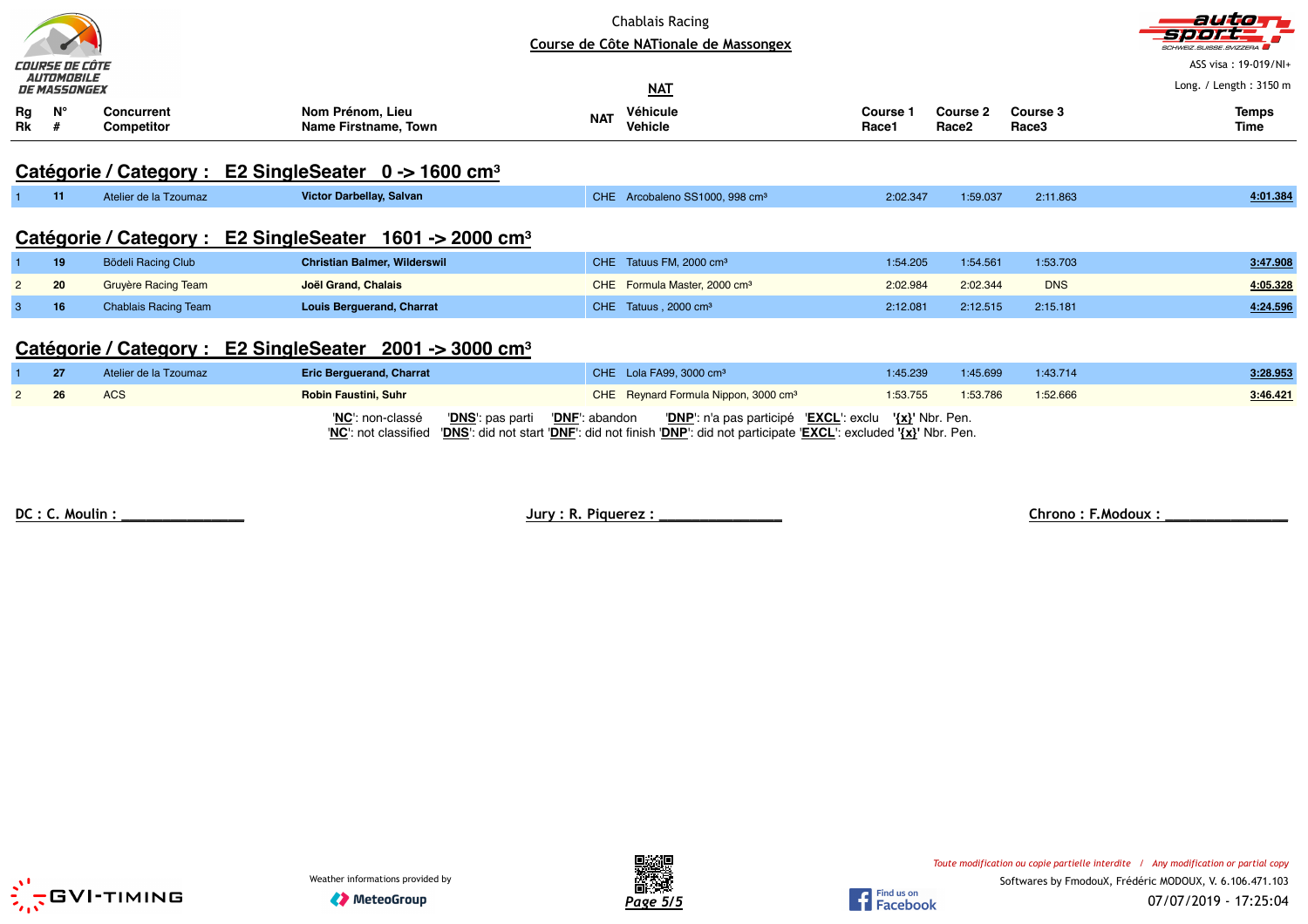Chablais Racing

**Course de Côte NATionale de Massongex**

ASS visa : 19-019/NI+

Long. / Length : 3150 m

**NAT**

## Catégorie / Category : E2 SingleSeater 0 -> 1600 cm³

| Rg Rk | N° # | Concurrent Competitor | Nom Prénom, Lieu Name Firstname, Town | NAT | Véhicule Vehicle | Course 1 Race1 | Course 2 Race2 | Course 3 Race3 | Temps Time |
|---|---|---|---|---|---|---|---|---|---|
| 1 | 11 | Atelier de la Tzoumaz | **Victor Darbellay, Salvan** | CHE | Arcobaleno SS1000, 998 cm³ | 2:02.347 | 1:59.037 | 2:11.863 | **4:01.384** |

## Catégorie / Category : E2 SingleSeater 1601 -> 2000 cm³

| Rg Rk | N° # | Concurrent Competitor | Nom Prénom, Lieu Name Firstname, Town | NAT | Véhicule Vehicle | Course 1 Race1 | Course 2 Race2 | Course 3 Race3 | Temps Time |
|---|---|---|---|---|---|---|---|---|---|
| 1 | 19 | Bödeli Racing Club | **Christian Balmer, Wilderswil** | CHE | Tatuus FM, 2000 cm³ | 1:54.205 | 1:54.561 | 1:53.703 | **3:47.908** |
| 2 | 20 | Gruyère Racing Team | **Joël Grand, Chalais** | CHE | Formula Master, 2000 cm³ | 2:02.984 | 2:02.344 | DNS | **4:05.328** |
| 3 | 16 | Chablais Racing Team | **Louis Berguerand, Charrat** | CHE | Tatuus , 2000 cm³ | 2:12.081 | 2:12.515 | 2:15.181 | **4:24.596** |

## Catégorie / Category : E2 SingleSeater 2001 -> 3000 cm³

| Rg Rk | N° # | Concurrent Competitor | Nom Prénom, Lieu Name Firstname, Town | NAT | Véhicule Vehicle | Course 1 Race1 | Course 2 Race2 | Course 3 Race3 | Temps Time |
|---|---|---|---|---|---|---|---|---|---|
| 1 | 27 | Atelier de la Tzoumaz | **Eric Berguerand, Charrat** | CHE | Lola FA99, 3000 cm³ | 1:45.239 | 1:45.699 | 1:43.714 | **3:28.953** |
| 2 | 26 | ACS | **Robin Faustini, Suhr** | CHE | Reynard Formula Nippon, 3000 cm³ | 1:53.755 | 1:53.786 | 1:52.666 | **3:46.421** |

'**NC**': non-classé '**DNS**': pas parti '**DNF**': abandon '**DNP**': n'a pas participé '**EXCL**': exclu '**{x}**' Nbr. Pen.
'**NC**': not classified '**DNS**': did not start '**DNF**': did not finish '**DNP**': did not participate '**EXCL**': excluded '**{x}**' Nbr. Pen.

DC : C. Moulin : _______________ Jury : R. Piquerez : _______________ Chrono : F.Modoux : _______________

Weather informations provided by MeteoGroup

*Toute modification ou copie partielle interdite / Any modification or partial copy*

Softwares by FmodouX, Frédéric MODOUX, V. 6.106.471.103

07/07/2019 - 17:25:04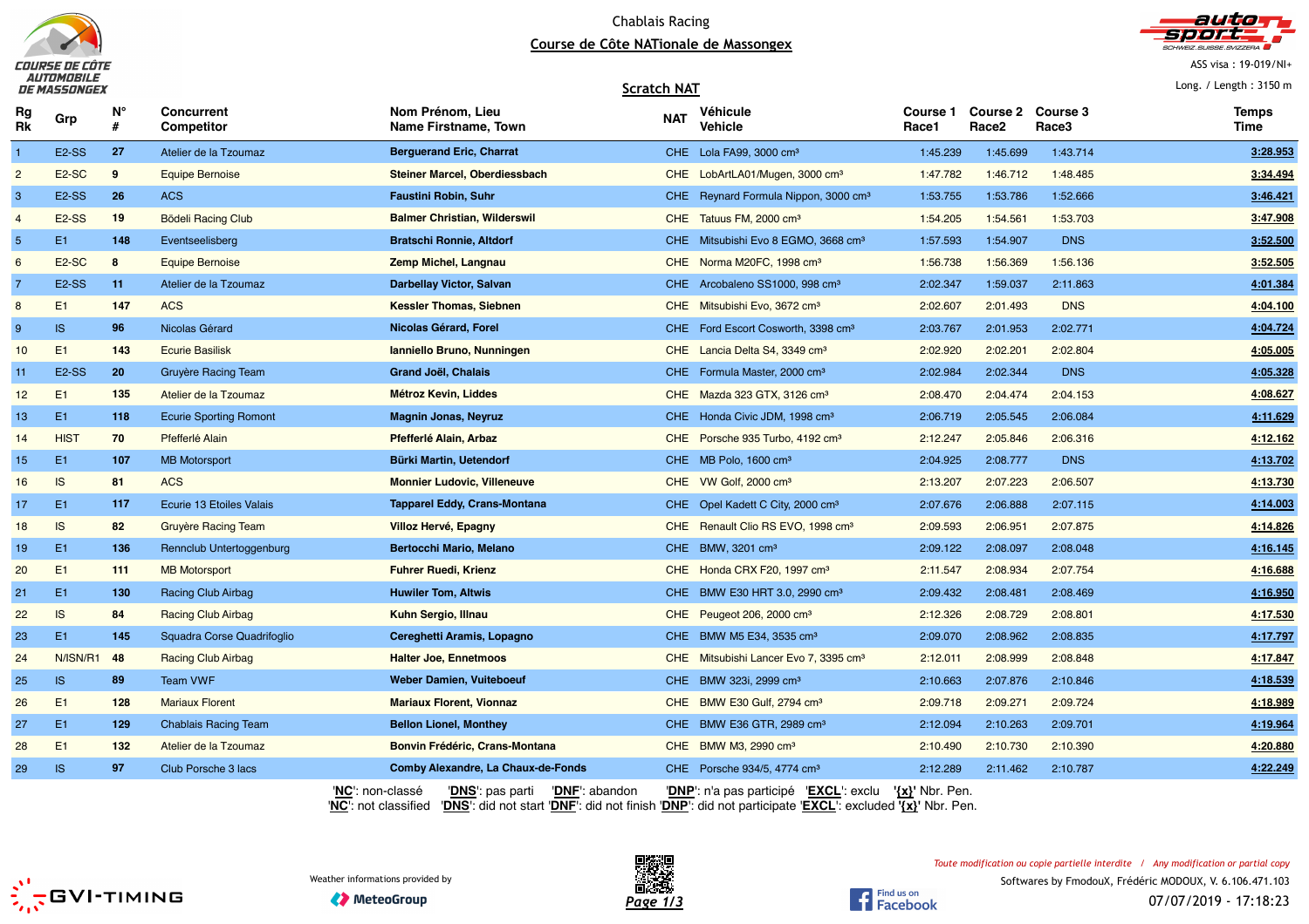Chablais Racing

Course de Côte NATionale de Massongex

ASS visa : 19-019/NI+

Long. / Length : 3150 m

## Scratch NAT

| Rg Rk | Grp | N° # | Concurrent Competitor | Nom Prénom, Lieu Name Firstname, Town | NAT | Véhicule Vehicle | Course 1 Race1 | Course 2 Race2 | Course 3 Race3 | Temps Time |
|---|---|---|---|---|---|---|---|---|---|---|
| 1 | E2-SS | 27 | Atelier de la Tzoumaz | **Berguerand Eric, Charrat** | CHE | Lola FA99, 3000 cm³ | 1:45.239 | 1:45.699 | 1:43.714 | **3:28.953** |
| 2 | E2-SC | 9 | Equipe Bernoise | **Steiner Marcel, Oberdiessbach** | CHE | LobArtLA01/Mugen, 3000 cm³ | 1:47.782 | 1:46.712 | 1:48.485 | **3:34.494** |
| 3 | E2-SS | 26 | ACS | **Faustini Robin, Suhr** | CHE | Reynard Formula Nippon, 3000 cm³ | 1:53.755 | 1:53.786 | 1:52.666 | **3:46.421** |
| 4 | E2-SS | 19 | Bödeli Racing Club | **Balmer Christian, Wilderswil** | CHE | Tatuus FM, 2000 cm³ | 1:54.205 | 1:54.561 | 1:53.703 | **3:47.908** |
| 5 | E1 | 148 | Eventseelisberg | **Bratschi Ronnie, Altdorf** | CHE | Mitsubishi Evo 8 EGMO, 3668 cm³ | 1:57.593 | 1:54.907 | DNS | **3:52.500** |
| 6 | E2-SC | 8 | Equipe Bernoise | **Zemp Michel, Langnau** | CHE | Norma M20FC, 1998 cm³ | 1:56.738 | 1:56.369 | 1:56.136 | **3:52.505** |
| 7 | E2-SS | 11 | Atelier de la Tzoumaz | **Darbellay Victor, Salvan** | CHE | Arcobaleno SS1000, 998 cm³ | 2:02.347 | 1:59.037 | 2:11.863 | **4:01.384** |
| 8 | E1 | 147 | ACS | **Kessler Thomas, Siebnen** | CHE | Mitsubishi Evo, 3672 cm³ | 2:02.607 | 2:01.493 | DNS | **4:04.100** |
| 9 | IS | 96 | Nicolas Gérard | **Nicolas Gérard, Forel** | CHE | Ford Escort Cosworth, 3398 cm³ | 2:03.767 | 2:01.953 | 2:02.771 | **4:04.724** |
| 10 | E1 | 143 | Ecurie Basilisk | **Ianniello Bruno, Nunningen** | CHE | Lancia Delta S4, 3349 cm³ | 2:02.920 | 2:02.201 | 2:02.804 | **4:05.005** |
| 11 | E2-SS | 20 | Gruyère Racing Team | **Grand Joël, Chalais** | CHE | Formula Master, 2000 cm³ | 2:02.984 | 2:02.344 | DNS | **4:05.328** |
| 12 | E1 | 135 | Atelier de la Tzoumaz | **Métroz Kevin, Liddes** | CHE | Mazda 323 GTX, 3126 cm³ | 2:08.470 | 2:04.474 | 2:04.153 | **4:08.627** |
| 13 | E1 | 118 | Ecurie Sporting Romont | **Magnin Jonas, Neyruz** | CHE | Honda Civic JDM, 1998 cm³ | 2:06.719 | 2:05.545 | 2:06.084 | **4:11.629** |
| 14 | HIST | 70 | Pfefferlé Alain | **Pfefferlé Alain, Arbaz** | CHE | Porsche 935 Turbo, 4192 cm³ | 2:12.247 | 2:05.846 | 2:06.316 | **4:12.162** |
| 15 | E1 | 107 | MB Motorsport | **Bürki Martin, Uetendorf** | CHE | MB Polo, 1600 cm³ | 2:04.925 | 2:08.777 | DNS | **4:13.702** |
| 16 | IS | 81 | ACS | **Monnier Ludovic, Villeneuve** | CHE | VW Golf, 2000 cm³ | 2:13.207 | 2:07.223 | 2:06.507 | **4:13.730** |
| 17 | E1 | 117 | Ecurie 13 Etoiles Valais | **Tapparel Eddy, Crans-Montana** | CHE | Opel Kadett C City, 2000 cm³ | 2:07.676 | 2:06.888 | 2:07.115 | **4:14.003** |
| 18 | IS | 82 | Gruyère Racing Team | **Villoz Hervé, Epagny** | CHE | Renault Clio RS EVO, 1998 cm³ | 2:09.593 | 2:06.951 | 2:07.875 | **4:14.826** |
| 19 | E1 | 136 | Rennclub Untertoggenburg | **Bertocchi Mario, Melano** | CHE | BMW, 3201 cm³ | 2:09.122 | 2:08.097 | 2:08.048 | **4:16.145** |
| 20 | E1 | 111 | MB Motorsport | **Fuhrer Ruedi, Krienz** | CHE | Honda CRX F20, 1997 cm³ | 2:11.547 | 2:08.934 | 2:07.754 | **4:16.688** |
| 21 | E1 | 130 | Racing Club Airbag | **Huwiler Tom, Altwis** | CHE | BMW E30 HRT 3.0, 2990 cm³ | 2:09.432 | 2:08.481 | 2:08.469 | **4:16.950** |
| 22 | IS | 84 | Racing Club Airbag | **Kuhn Sergio, Illnau** | CHE | Peugeot 206, 2000 cm³ | 2:12.326 | 2:08.729 | 2:08.801 | **4:17.530** |
| 23 | E1 | 145 | Squadra Corse Quadrifoglio | **Cereghetti Aramis, Lopagno** | CHE | BMW M5 E34, 3535 cm³ | 2:09.070 | 2:08.962 | 2:08.835 | **4:17.797** |
| 24 | N/ISN/R1 | 48 | Racing Club Airbag | **Halter Joe, Ennetmoos** | CHE | Mitsubishi Lancer Evo 7, 3395 cm³ | 2:12.011 | 2:08.999 | 2:08.848 | **4:17.847** |
| 25 | IS | 89 | Team VWF | **Weber Damien, Vuiteboeuf** | CHE | BMW 323i, 2999 cm³ | 2:10.663 | 2:07.876 | 2:10.846 | **4:18.539** |
| 26 | E1 | 128 | Mariaux Florent | **Mariaux Florent, Vionnaz** | CHE | BMW E30 Gulf, 2794 cm³ | 2:09.718 | 2:09.271 | 2:09.724 | **4:18.989** |
| 27 | E1 | 129 | Chablais Racing Team | **Bellon Lionel, Monthey** | CHE | BMW E36 GTR, 2989 cm³ | 2:12.094 | 2:10.263 | 2:09.701 | **4:19.964** |
| 28 | E1 | 132 | Atelier de la Tzoumaz | **Bonvin Frédéric, Crans-Montana** | CHE | BMW M3, 2990 cm³ | 2:10.490 | 2:10.730 | 2:10.390 | **4:20.880** |
| 29 | IS | 97 | Club Porsche 3 lacs | **Comby Alexandre, La Chaux-de-Fonds** | CHE | Porsche 934/5, 4774 cm³ | 2:12.289 | 2:11.462 | 2:10.787 | **4:22.249** |

'**NC**': non-classé '**DNS**': pas parti '**DNF**': abandon '**DNP**': n'a pas participé '**EXCL**': exclu '**{x}**' Nbr. Pen.
'**NC**': not classified '**DNS**': did not start '**DNF**': did not finish '**DNP**': did not participate '**EXCL**': excluded '**{x}**' Nbr. Pen.

Weather informations provided by MeteoGroup

*Toute modification ou copie partielle interdite / Any modification or partial copy*

Softwares by FmodouX, Frédéric MODOUX, V. 6.106.471.103

07/07/2019 - 17:18:23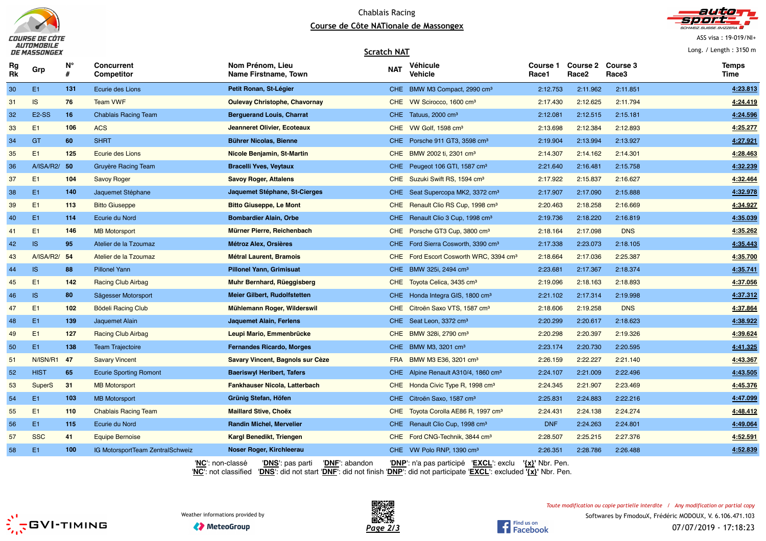Chablais Racing

Course de Côte NATionale de Massongex

ASS visa : 19-019/NI+

Long. / Length : 3150 m

## Scratch NAT

| Rg Rk | Grp | N° # | Concurrent Competitor | Nom Prénom, Lieu Name Firstname, Town | NAT | Véhicule Vehicle | Course 1 Race1 | Course 2 Race2 | Course 3 Race3 | Temps Time |
|---|---|---|---|---|---|---|---|---|---|---|
| 30 | E1 | 131 | Ecurie des Lions | Petit Ronan, St-Légier | CHE | BMW M3 Compact, 2990 cm³ | 2:12.753 | 2:11.962 | 2:11.851 | 4:23.813 |
| 31 | IS | 76 | Team VWF | Oulevay Christophe, Chavornay | CHE | VW Scirocco, 1600 cm³ | 2:17.430 | 2:12.625 | 2:11.794 | 4:24.419 |
| 32 | E2-SS | 16 | Chablais Racing Team | Berguerand Louis, Charrat | CHE | Tatuus, 2000 cm³ | 2:12.081 | 2:12.515 | 2:15.181 | 4:24.596 |
| 33 | E1 | 106 | ACS | Jeanneret Olivier, Ecoteaux | CHE | VW Golf, 1598 cm³ | 2:13.698 | 2:12.384 | 2:12.893 | 4:25.277 |
| 34 | GT | 60 | SHRT | Bührer Nicolas, Bienne | CHE | Porsche 911 GT3, 3598 cm³ | 2:19.904 | 2:13.994 | 2:13.927 | 4:27.921 |
| 35 | E1 | 125 | Ecurie des Lions | Nicole Benjamin, St-Martin | CHE | BMW 2002 ti, 2301 cm³ | 2:14.307 | 2:14.162 | 2:14.301 | 4:28.463 |
| 36 | A/ISA/R2/ | 50 | Gruyère Racing Team | Bracelli Yves, Veytaux | CHE | Peugeot 106 GTI, 1587 cm³ | 2:21.640 | 2:16.481 | 2:15.758 | 4:32.239 |
| 37 | E1 | 104 | Savoy Roger | Savoy Roger, Attalens | CHE | Suzuki Swift RS, 1594 cm³ | 2:17.922 | 2:15.837 | 2:16.627 | 4:32.464 |
| 38 | E1 | 140 | Jaquemet Stéphane | Jaquemet Stéphane, St-Cierges | CHE | Seat Supercopa MK2, 3372 cm³ | 2:17.907 | 2:17.090 | 2:15.888 | 4:32.978 |
| 39 | E1 | 113 | Bitto Giuseppe | Bitto Giuseppe, Le Mont | CHE | Renault Clio RS Cup, 1998 cm³ | 2:20.463 | 2:18.258 | 2:16.669 | 4:34.927 |
| 40 | E1 | 114 | Ecurie du Nord | Bombardier Alain, Orbe | CHE | Renault Clio 3 Cup, 1998 cm³ | 2:19.736 | 2:18.220 | 2:16.819 | 4:35.039 |
| 41 | E1 | 146 | MB Motorsport | Mürner Pierre, Reichenbach | CHE | Porsche GT3 Cup, 3800 cm³ | 2:18.164 | 2:17.098 | DNS | 4:35.262 |
| 42 | IS | 95 | Atelier de la Tzoumaz | Métroz Alex, Orsières | CHE | Ford Sierra Cosworth, 3390 cm³ | 2:17.338 | 2:23.073 | 2:18.105 | 4:35.443 |
| 43 | A/ISA/R2/ | 54 | Atelier de la Tzoumaz | Métral Laurent, Bramois | CHE | Ford Escort Cosworth WRC, 3394 cm³ | 2:18.664 | 2:17.036 | 2:25.387 | 4:35.700 |
| 44 | IS | 88 | Pillonel Yann | Pillonel Yann, Grimisuat | CHE | BMW 325i, 2494 cm³ | 2:23.681 | 2:17.367 | 2:18.374 | 4:35.741 |
| 45 | E1 | 142 | Racing Club Airbag | Muhr Bernhard, Rüeggisberg | CHE | Toyota Celica, 3435 cm³ | 2:19.096 | 2:18.163 | 2:18.893 | 4:37.056 |
| 46 | IS | 80 | Sägesser Motorsport | Meier Gilbert, Rudolfstetten | CHE | Honda Integra GIS, 1800 cm³ | 2:21.102 | 2:17.314 | 2:19.998 | 4:37.312 |
| 47 | E1 | 102 | Bödeli Racing Club | Mühlemann Roger, Wilderswil | CHE | Citroën Saxo VTS, 1587 cm³ | 2:18.606 | 2:19.258 | DNS | 4:37.864 |
| 48 | E1 | 139 | Jaquemet Alain | Jaquemet Alain, Ferlens | CHE | Seat Leon, 3372 cm³ | 2:20.299 | 2:20.617 | 2:18.623 | 4:38.922 |
| 49 | E1 | 127 | Racing Club Airbag | Leupi Mario, Emmenbrücke | CHE | BMW 328i, 2790 cm³ | 2:20.298 | 2:20.397 | 2:19.326 | 4:39.624 |
| 50 | E1 | 138 | Team Trajectoire | Fernandes Ricardo, Morges | CHE | BMW M3, 3201 cm³ | 2:23.174 | 2:20.730 | 2:20.595 | 4:41.325 |
| 51 | N/ISN/R1 | 47 | Savary Vincent | Savary Vincent, Bagnols sur Cèze | FRA | BMW M3 E36, 3201 cm³ | 2:26.159 | 2:22.227 | 2:21.140 | 4:43.367 |
| 52 | HIST | 65 | Ecurie Sporting Romont | Baeriswyl Heribert, Tafers | CHE | Alpine Renault A310/4, 1860 cm³ | 2:24.107 | 2:21.009 | 2:22.496 | 4:43.505 |
| 53 | SuperS | 31 | MB Motorsport | Fankhauser Nicola, Latterbach | CHE | Honda Civic Type R, 1998 cm³ | 2:24.345 | 2:21.907 | 2:23.469 | 4:45.376 |
| 54 | E1 | 103 | MB Motorsport | Grünig Stefan, Höfen | CHE | Citroën Saxo, 1587 cm³ | 2:25.831 | 2:24.883 | 2:22.216 | 4:47.099 |
| 55 | E1 | 110 | Chablais Racing Team | Maillard Stive, Choëx | CHE | Toyota Corolla AE86 R, 1997 cm³ | 2:24.431 | 2:24.138 | 2:24.274 | 4:48.412 |
| 56 | E1 | 115 | Ecurie du Nord | Randin Michel, Mervelier | CHE | Renault Clio Cup, 1998 cm³ | DNF | 2:24.263 | 2:24.801 | 4:49.064 |
| 57 | SSC | 41 | Equipe Bernoise | Kargl Benedikt, Triengen | CHE | Ford CNG-Technik, 3844 cm³ | 2:28.507 | 2:25.215 | 2:27.376 | 4:52.591 |
| 58 | E1 | 100 | IG MotorsportTeam ZentralSchweiz | Noser Roger, Kirchleerau | CHE | VW Polo RNP, 1390 cm³ | 2:26.351 | 2:28.786 | 2:26.488 | 4:52.839 |

'**NC**': non-classé '**DNS**': pas parti '**DNF**': abandon '**DNP**': n'a pas participé '**EXCL**': exclu **'{x}'** Nbr. Pen.
'**NC**': not classified '**DNS**': did not start '**DNF**': did not finish '**DNP**': did not participate '**EXCL**': excluded **'{x}'** Nbr. Pen.

Weather informations provided by MeteoGroup

*Toute modification ou copie partielle interdite / Any modification or partial copy*

Softwares by FmodouX, Frédéric MODOUX, V. 6.106.471.103

07/07/2019 - 17:18:23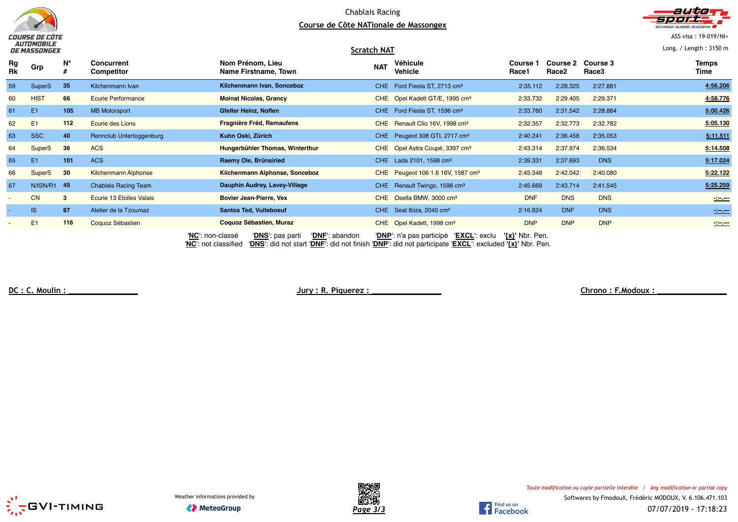Chablais Racing

Course de Côte NATionale de Massongex

ASS visa : 19-019/NI+

## Scratch NAT

Long. / Length : 3150 m

| Rg Rk | Grp | N° # | Concurrent Competitor | Nom Prénom, Lieu Name Firstname, Town | NAT | Véhicule Vehicle | Course 1 Race1 | Course 2 Race2 | Course 3 Race3 | Temps Time |
|---|---|---|---|---|---|---|---|---|---|---|
| 59 | SuperS | 35 | Kilchenmann Ivan | **Kilchenmann Ivan, Sonceboz** | CHE | Ford Fiesta ST, 2713 cm³ | 2:35.112 | 2:28.325 | 2:27.881 | 4:56.206 |
| 60 | HIST | 66 | Ecurie Performance | **Moinat Nicolas, Grancy** | CHE | Opel Kadett GT/E, 1995 cm³ | 2:33.732 | 2:29.405 | 2:29.371 | 4:58.776 |
| 61 | E1 | 105 | MB Motorsport | **Gfeller Heinz, Noflen** | CHE | Ford Fiesta ST, 1596 cm³ | 2:33.760 | 2:31.542 | 2:28.884 | 5:00.426 |
| 62 | E1 | 112 | Ecurie des Lions | **Fragnière Fréd, Remaufens** | CHE | Renault Clio 16V, 1998 cm³ | 2:32.357 | 2:32.773 | 2:32.782 | 5:05.130 |
| 63 | SSC | 40 | Rennclub Untertoggenburg | **Kuhn Oski, Zürich** | CHE | Peugeot 308 GTI, 2717 cm³ | 2:40.241 | 2:36.458 | 2:35.053 | 5:11.511 |
| 64 | SuperS | 36 | ACS | **Hungerbühler Thomas, Winterthur** | CHE | Opel Astra Coupé, 3397 cm³ | 2:43.314 | 2:37.974 | 2:36.534 | 5:14.508 |
| 65 | E1 | 101 | ACS | **Raemy Ole, Brünsiried** | CHE | Lada 2101, 1598 cm³ | 2:39.331 | 2:37.693 | DNS | 5:17.024 |
| 66 | SuperS | 30 | Kilchenmann Alphonse | **Kilchenmann Alphonse, Sonceboz** | CHE | Peugeot 106 1.6 16V, 1587 cm³ | 2:45.348 | 2:42.042 | 2:40.080 | 5:22.122 |
| 67 | N/ISN/R1 | 45 | Chablais Racing Team | **Dauphin Audrey, Lavey-Village** | CHE | Renault Twingo, 1598 cm³ | 2:45.669 | 2:43.714 | 2:41.545 | 5:25.259 |
| - | CN | 3 | Ecurie 13 Etoiles Valais | **Bovier Jean-Pierre, Vex** | CHE | Osella BMW, 3000 cm³ | DNF | DNS | DNS | -:--.--- |
| - | IS | 87 | Atelier de la Tzoumaz | **Santos Ted, Vuiteboeuf** | CHE | Seat Ibiza, 2040 cm³ | 2:16.824 | DNF | DNS | -:--.--- |
| - | E1 | 116 | Coquoz Sébastien | **Coquoz Sébastien, Muraz** | CHE | Opel Kadett, 1998 cm³ | DNP | DNP | DNP | -:--.--- |

'**NC**': non-classé '**DNS**': pas parti '**DNF**': abandon '**DNP**': n'a pas participé '**EXCL**': exclu '**{x}**' Nbr. Pen.
'**NC**': not classified '**DNS**': did not start '**DNF**': did not finish '**DNP**': did not participate '**EXCL**': excluded '**{x}**' Nbr. Pen.

DC : C. Moulin : ______________ Jury : R. Piquerez : ______________ Chrono : F.Modoux : ______________

Weather informations provided by MeteoGroup

*Toute modification ou copie partielle interdite / Any modification or partial copy*

Softwares by FmodouX, Frédéric MODOUX, V. 6.106.471.103

07/07/2019 - 17:18:23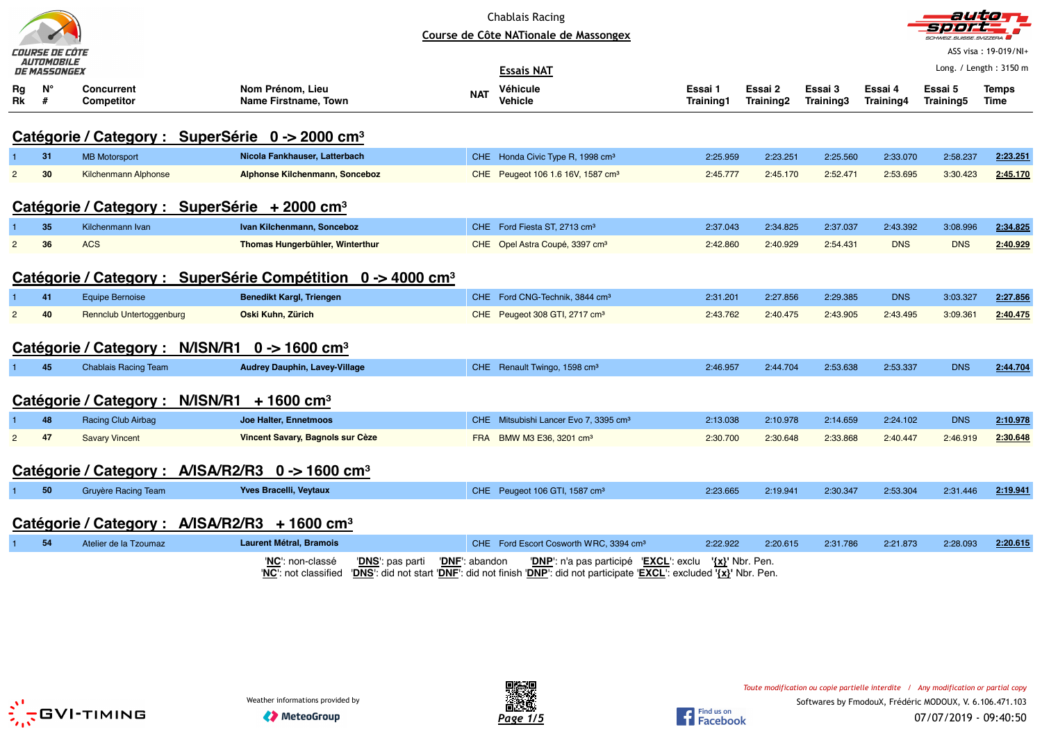Chablais Racing

Course de Côte NATionale de Massongex

ASS visa : 19-019/NI+

Long. / Length : 3150 m

## Essais NAT

| Rg Rk | N° # | Concurrent Competitor | Nom Prénom, Lieu Name Firstname, Town | NAT | Véhicule Vehicle | Essai 1 Training1 | Essai 2 Training2 | Essai 3 Training3 | Essai 4 Training4 | Essai 5 Training5 | Temps Time |
|---|---|---|---|---|---|---|---|---|---|---|---|
| **Catégorie / Category : SuperSérie 0 -> 2000 cm³** | | | | | | | | | | | |
| 1 | 31 | MB Motorsport | **Nicola Fankhauser, Latterbach** | CHE | Honda Civic Type R, 1998 cm³ | 2:25.959 | 2:23.251 | 2:25.560 | 2:33.070 | 2:58.237 | **2:23.251** |
| 2 | 30 | Kilchenmann Alphonse | **Alphonse Kilchenmann, Sonceboz** | CHE | Peugeot 106 1.6 16V, 1587 cm³ | 2:45.777 | 2:45.170 | 2:52.471 | 2:53.695 | 3:30.423 | **2:45.170** |
| **Catégorie / Category : SuperSérie + 2000 cm³** | | | | | | | | | | | |
| 1 | 35 | Kilchenmann Ivan | **Ivan Kilchenmann, Sonceboz** | CHE | Ford Fiesta ST, 2713 cm³ | 2:37.043 | 2:34.825 | 2:37.037 | 2:43.392 | 3:08.996 | **2:34.825** |
| 2 | 36 | ACS | **Thomas Hungerbühler, Winterthur** | CHE | Opel Astra Coupé, 3397 cm³ | 2:42.860 | 2:40.929 | 2:54.431 | DNS | DNS | **2:40.929** |
| **Catégorie / Category : SuperSérie Compétition 0 -> 4000 cm³** | | | | | | | | | | | |
| 1 | 41 | Equipe Bernoise | **Benedikt Kargl, Triengen** | CHE | Ford CNG-Technik, 3844 cm³ | 2:31.201 | 2:27.856 | 2:29.385 | DNS | 3:03.327 | **2:27.856** |
| 2 | 40 | Rennclub Untertoggenburg | **Oski Kuhn, Zürich** | CHE | Peugeot 308 GTI, 2717 cm³ | 2:43.762 | 2:40.475 | 2:43.905 | 2:43.495 | 3:09.361 | **2:40.475** |
| **Catégorie / Category : N/ISN/R1 0 -> 1600 cm³** | | | | | | | | | | | |
| 1 | 45 | Chablais Racing Team | **Audrey Dauphin, Lavey-Village** | CHE | Renault Twingo, 1598 cm³ | 2:46.957 | 2:44.704 | 2:53.638 | 2:53.337 | DNS | **2:44.704** |
| **Catégorie / Category : N/ISN/R1 + 1600 cm³** | | | | | | | | | | | |
| 1 | 48 | Racing Club Airbag | **Joe Halter, Ennetmoos** | CHE | Mitsubishi Lancer Evo 7, 3395 cm³ | 2:13.038 | 2:10.978 | 2:14.659 | 2:24.102 | DNS | **2:10.978** |
| 2 | 47 | Savary Vincent | **Vincent Savary, Bagnols sur Cèze** | FRA | BMW M3 E36, 3201 cm³ | 2:30.700 | 2:30.648 | 2:33.868 | 2:40.447 | 2:46.919 | **2:30.648** |
| **Catégorie / Category : A/ISA/R2/R3 0 -> 1600 cm³** | | | | | | | | | | | |
| 1 | 50 | Gruyère Racing Team | **Yves Bracelli, Veytaux** | CHE | Peugeot 106 GTI, 1587 cm³ | 2:23.665 | 2:19.941 | 2:30.347 | 2:53.304 | 2:31.446 | **2:19.941** |
| **Catégorie / Category : A/ISA/R2/R3 + 1600 cm³** | | | | | | | | | | | |
| 1 | 54 | Atelier de la Tzoumaz | **Laurent Métral, Bramois** | CHE | Ford Escort Cosworth WRC, 3394 cm³ | 2:22.922 | 2:20.615 | 2:31.786 | 2:21.873 | 2:28.093 | **2:20.615** |

'**NC**': non-classé '**DNS**': pas parti '**DNF**': abandon '**DNP**': n'a pas participé '**EXCL**': exclu '**{x}**' Nbr. Pen.
'**NC**': not classified '**DNS**': did not start '**DNF**': did not finish '**DNP**': did not participate '**EXCL**': excluded '**{x}**' Nbr. Pen.

Weather informations provided by MeteoGroup

*Toute modification ou copie partielle interdite / Any modification or partial copy*

Softwares by FmodouX, Frédéric MODOUX, V. 6.106.471.103

07/07/2019 - 09:40:50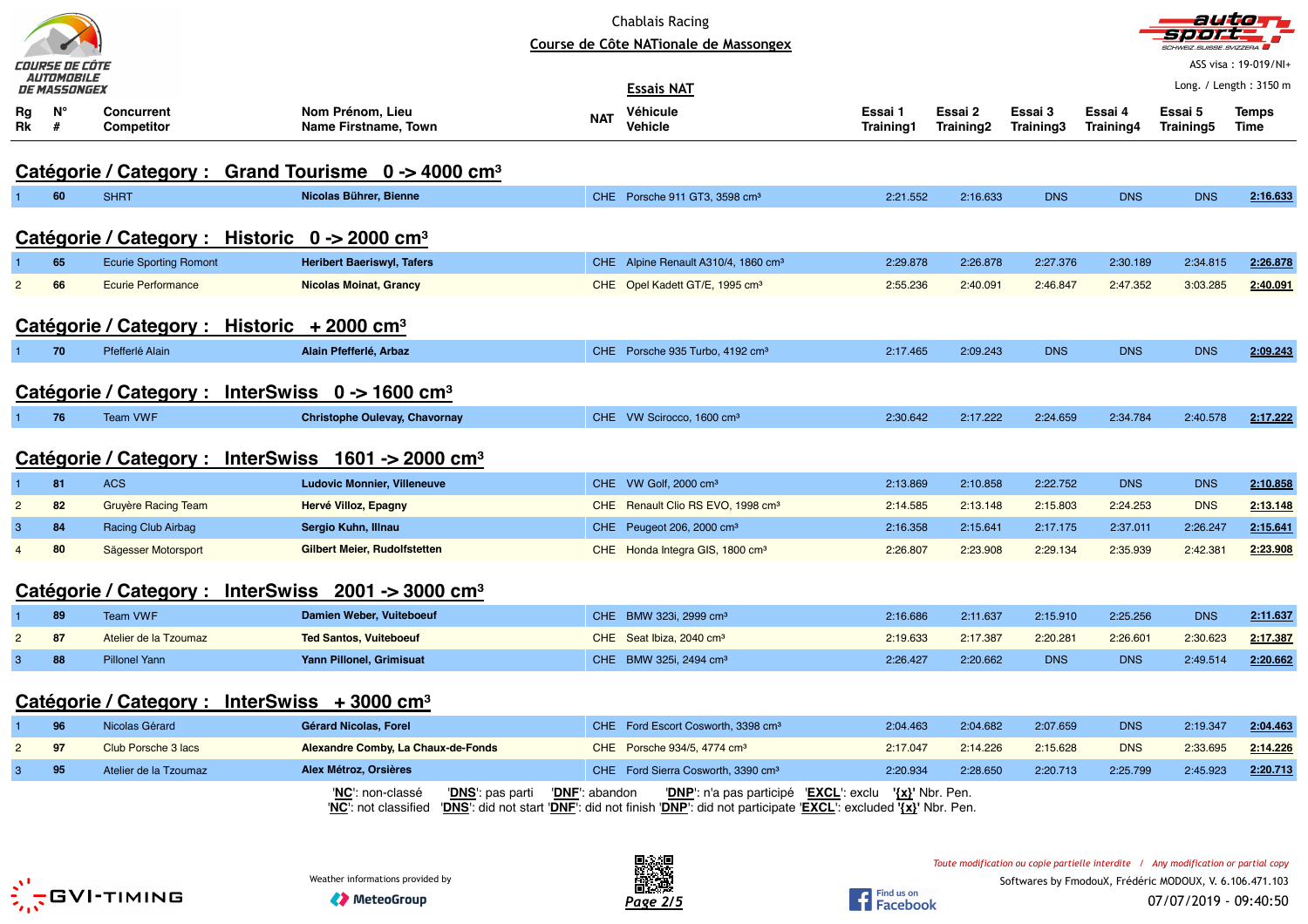Chablais Racing

Course de Côte NATionale de Massongex

ASS visa : 19-019/NI+

Long. / Length : 3150 m

## Essais NAT

| Rg Rk | N° # | Concurrent Competitor | Nom Prénom, Lieu Name Firstname, Town | NAT | Véhicule Vehicle | Essai 1 Training1 | Essai 2 Training2 | Essai 3 Training3 | Essai 4 Training4 | Essai 5 Training5 | Temps Time |
|---|---|---|---|---|---|---|---|---|---|---|---|
| **Catégorie / Category : Grand Tourisme 0 -> 4000 cm³** | | | | | | | | | | | |
| 1 | 60 | SHRT | **Nicolas Bührer, Bienne** | CHE | Porsche 911 GT3, 3598 cm³ | 2:21.552 | 2:16.633 | DNS | DNS | DNS | **2:16.633** |
| **Catégorie / Category : Historic 0 -> 2000 cm³** | | | | | | | | | | | |
| 1 | 65 | Ecurie Sporting Romont | **Heribert Baeriswyl, Tafers** | CHE | Alpine Renault A310/4, 1860 cm³ | 2:29.878 | 2:26.878 | 2:27.376 | 2:30.189 | 2:34.815 | **2:26.878** |
| 2 | 66 | Ecurie Performance | **Nicolas Moinat, Grancy** | CHE | Opel Kadett GT/E, 1995 cm³ | 2:55.236 | 2:40.091 | 2:46.847 | 2:47.352 | 3:03.285 | **2:40.091** |
| **Catégorie / Category : Historic + 2000 cm³** | | | | | | | | | | | |
| 1 | 70 | Pfefferlé Alain | **Alain Pfefferlé, Arbaz** | CHE | Porsche 935 Turbo, 4192 cm³ | 2:17.465 | 2:09.243 | DNS | DNS | DNS | **2:09.243** |
| **Catégorie / Category : InterSwiss 0 -> 1600 cm³** | | | | | | | | | | | |
| 1 | 76 | Team VWF | **Christophe Oulevay, Chavornay** | CHE | VW Scirocco, 1600 cm³ | 2:30.642 | 2:17.222 | 2:24.659 | 2:34.784 | 2:40.578 | **2:17.222** |
| **Catégorie / Category : InterSwiss 1601 -> 2000 cm³** | | | | | | | | | | | |
| 1 | 81 | ACS | **Ludovic Monnier, Villeneuve** | CHE | VW Golf, 2000 cm³ | 2:13.869 | 2:10.858 | 2:22.752 | DNS | DNS | **2:10.858** |
| 2 | 82 | Gruyère Racing Team | **Hervé Villoz, Epagny** | CHE | Renault Clio RS EVO, 1998 cm³ | 2:14.585 | 2:13.148 | 2:15.803 | 2:24.253 | DNS | **2:13.148** |
| 3 | 84 | Racing Club Airbag | **Sergio Kuhn, Illnau** | CHE | Peugeot 206, 2000 cm³ | 2:16.358 | 2:15.641 | 2:17.175 | 2:37.011 | 2:26.247 | **2:15.641** |
| 4 | 80 | Sägesser Motorsport | **Gilbert Meier, Rudolfstetten** | CHE | Honda Integra GIS, 1800 cm³ | 2:26.807 | 2:23.908 | 2:29.134 | 2:35.939 | 2:42.381 | **2:23.908** |
| **Catégorie / Category : InterSwiss 2001 -> 3000 cm³** | | | | | | | | | | | |
| 1 | 89 | Team VWF | **Damien Weber, Vuiteboeuf** | CHE | BMW 323i, 2999 cm³ | 2:16.686 | 2:11.637 | 2:15.910 | 2:25.256 | DNS | **2:11.637** |
| 2 | 87 | Atelier de la Tzoumaz | **Ted Santos, Vuiteboeuf** | CHE | Seat Ibiza, 2040 cm³ | 2:19.633 | 2:17.387 | 2:20.281 | 2:26.601 | 2:30.623 | **2:17.387** |
| 3 | 88 | Pillonel Yann | **Yann Pillonel, Grimisuat** | CHE | BMW 325i, 2494 cm³ | 2:26.427 | 2:20.662 | DNS | DNS | 2:49.514 | **2:20.662** |
| **Catégorie / Category : InterSwiss + 3000 cm³** | | | | | | | | | | | |
| 1 | 96 | Nicolas Gérard | **Gérard Nicolas, Forel** | CHE | Ford Escort Cosworth, 3398 cm³ | 2:04.463 | 2:04.682 | 2:07.659 | DNS | 2:19.347 | **2:04.463** |
| 2 | 97 | Club Porsche 3 lacs | **Alexandre Comby, La Chaux-de-Fonds** | CHE | Porsche 934/5, 4774 cm³ | 2:17.047 | 2:14.226 | 2:15.628 | DNS | 2:33.695 | **2:14.226** |
| 3 | 95 | Atelier de la Tzoumaz | **Alex Métroz, Orsières** | CHE | Ford Sierra Cosworth, 3390 cm³ | 2:20.934 | 2:28.650 | 2:20.713 | 2:25.799 | 2:45.923 | **2:20.713** |

'**NC**': non-classé '**DNS**': pas parti '**DNF**': abandon '**DNP**': n'a pas participé '**EXCL**': exclu '**{x}**' Nbr. Pen.
'**NC**': not classified '**DNS**': did not start '**DNF**': did not finish '**DNP**': did not participate '**EXCL**': excluded '**{x}**' Nbr. Pen.

Weather informations provided by MeteoGroup

*Toute modification ou copie partielle interdite / Any modification or partial copy*

Softwares by FmodouX, Frédéric MODOUX, V. 6.106.471.103

07/07/2019 - 09:40:50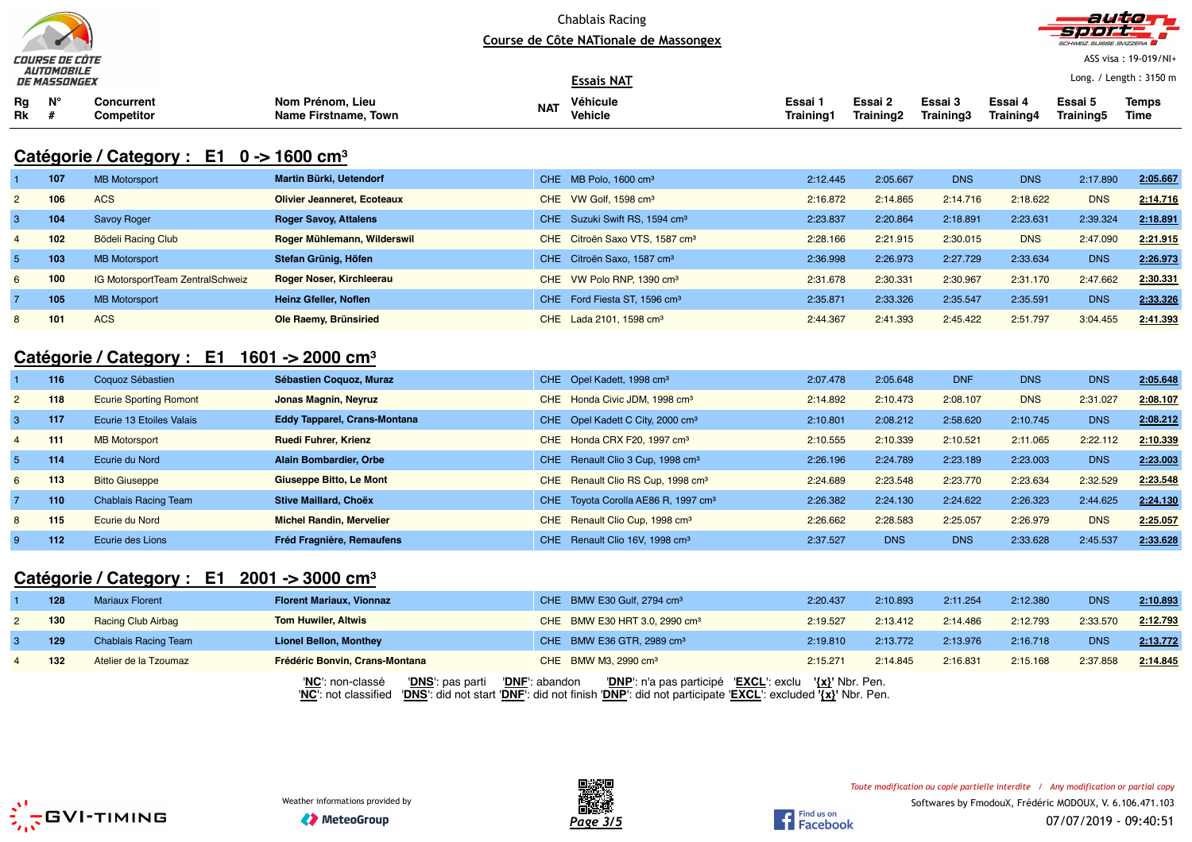Chablais Racing

Course de Côte NATionale de Massongex

ASS visa : 19-019/NI+

Long. / Length : 3150 m

## Essais NAT

### Catégorie / Category : E1 0 -> 1600 cm³

| Rg Rk | N° # | Concurrent Competitor | Nom Prénom, Lieu Name Firstname, Town | NAT | Véhicule Vehicle | Essai 1 Training1 | Essai 2 Training2 | Essai 3 Training3 | Essai 4 Training4 | Essai 5 Training5 | Temps Time |
|---|---|---|---|---|---|---|---|---|---|---|---|
| 1 | 107 | MB Motorsport | **Martin Bürki, Uetendorf** | CHE | MB Polo, 1600 cm³ | 2:12.445 | 2:05.667 | DNS | DNS | 2:17.890 | **2:05.667** |
| 2 | 106 | ACS | **Olivier Jeanneret, Ecoteaux** | CHE | VW Golf, 1598 cm³ | 2:16.872 | 2:14.865 | 2:14.716 | 2:18.622 | DNS | **2:14.716** |
| 3 | 104 | Savoy Roger | **Roger Savoy, Attalens** | CHE | Suzuki Swift RS, 1594 cm³ | 2:23.837 | 2:20.864 | 2:18.891 | 2:23.631 | 2:39.324 | **2:18.891** |
| 4 | 102 | Bödeli Racing Club | **Roger Mühlemann, Wilderswil** | CHE | Citroën Saxo VTS, 1587 cm³ | 2:28.166 | 2:21.915 | 2:30.015 | DNS | 2:47.090 | **2:21.915** |
| 5 | 103 | MB Motorsport | **Stefan Grünig, Höfen** | CHE | Citroën Saxo, 1587 cm³ | 2:36.998 | 2:26.973 | 2:27.729 | 2:33.634 | DNS | **2:26.973** |
| 6 | 100 | IG MotorsportTeam ZentralSchweiz | **Roger Noser, Kirchleerau** | CHE | VW Polo RNP, 1390 cm³ | 2:31.678 | 2:30.331 | 2:30.967 | 2:31.170 | 2:47.662 | **2:30.331** |
| 7 | 105 | MB Motorsport | **Heinz Gfeller, Noflen** | CHE | Ford Fiesta ST, 1596 cm³ | 2:35.871 | 2:33.326 | 2:35.547 | 2:35.591 | DNS | **2:33.326** |
| 8 | 101 | ACS | **Ole Raemy, Brünsiried** | CHE | Lada 2101, 1598 cm³ | 2:44.367 | 2:41.393 | 2:45.422 | 2:51.797 | 3:04.455 | **2:41.393** |

### Catégorie / Category : E1 1601 -> 2000 cm³

| Rg Rk | N° # | Concurrent Competitor | Nom Prénom, Lieu Name Firstname, Town | NAT | Véhicule Vehicle | Essai 1 Training1 | Essai 2 Training2 | Essai 3 Training3 | Essai 4 Training4 | Essai 5 Training5 | Temps Time |
|---|---|---|---|---|---|---|---|---|---|---|---|
| 1 | 116 | Coquoz Sébastien | **Sébastien Coquoz, Muraz** | CHE | Opel Kadett, 1998 cm³ | 2:07.478 | 2:05.648 | DNF | DNS | DNS | **2:05.648** |
| 2 | 118 | Ecurie Sporting Romont | **Jonas Magnin, Neyruz** | CHE | Honda Civic JDM, 1998 cm³ | 2:14.892 | 2:10.473 | 2:08.107 | DNS | 2:31.027 | **2:08.107** |
| 3 | 117 | Ecurie 13 Etoiles Valais | **Eddy Tapparel, Crans-Montana** | CHE | Opel Kadett C City, 2000 cm³ | 2:10.801 | 2:08.212 | 2:58.620 | 2:10.745 | DNS | **2:08.212** |
| 4 | 111 | MB Motorsport | **Ruedi Fuhrer, Krienz** | CHE | Honda CRX F20, 1997 cm³ | 2:10.555 | 2:10.339 | 2:10.521 | 2:11.065 | 2:22.112 | **2:10.339** |
| 5 | 114 | Ecurie du Nord | **Alain Bombardier, Orbe** | CHE | Renault Clio 3 Cup, 1998 cm³ | 2:26.196 | 2:24.789 | 2:23.189 | 2:23.003 | DNS | **2:23.003** |
| 6 | 113 | Bitto Giuseppe | **Giuseppe Bitto, Le Mont** | CHE | Renault Clio RS Cup, 1998 cm³ | 2:24.689 | 2:23.548 | 2:23.770 | 2:23.634 | 2:32.529 | **2:23.548** |
| 7 | 110 | Chablais Racing Team | **Stive Maillard, Choëx** | CHE | Toyota Corolla AE86 R, 1997 cm³ | 2:26.382 | 2:24.130 | 2:24.622 | 2:26.323 | 2:44.625 | **2:24.130** |
| 8 | 115 | Ecurie du Nord | **Michel Randin, Mervelier** | CHE | Renault Clio Cup, 1998 cm³ | 2:26.662 | 2:28.583 | 2:25.057 | 2:26.979 | DNS | **2:25.057** |
| 9 | 112 | Ecurie des Lions | **Fréd Fragnière, Remaufens** | CHE | Renault Clio 16V, 1998 cm³ | 2:37.527 | DNS | DNS | 2:33.628 | 2:45.537 | **2:33.628** |

### Catégorie / Category : E1 2001 -> 3000 cm³

| Rg Rk | N° # | Concurrent Competitor | Nom Prénom, Lieu Name Firstname, Town | NAT | Véhicule Vehicle | Essai 1 Training1 | Essai 2 Training2 | Essai 3 Training3 | Essai 4 Training4 | Essai 5 Training5 | Temps Time |
|---|---|---|---|---|---|---|---|---|---|---|---|
| 1 | 128 | Mariaux Florent | **Florent Mariaux, Vionnaz** | CHE | BMW E30 Gulf, 2794 cm³ | 2:20.437 | 2:10.893 | 2:11.254 | 2:12.380 | DNS | **2:10.893** |
| 2 | 130 | Racing Club Airbag | **Tom Huwiler, Altwis** | CHE | BMW E30 HRT 3.0, 2990 cm³ | 2:19.527 | 2:13.412 | 2:14.486 | 2:12.793 | 2:33.570 | **2:12.793** |
| 3 | 129 | Chablais Racing Team | **Lionel Bellon, Monthey** | CHE | BMW E36 GTR, 2989 cm³ | 2:19.810 | 2:13.772 | 2:13.976 | 2:16.718 | DNS | **2:13.772** |
| 4 | 132 | Atelier de la Tzoumaz | **Frédéric Bonvin, Crans-Montana** | CHE | BMW M3, 2990 cm³ | 2:15.271 | 2:14.845 | 2:16.831 | 2:15.168 | 2:37.858 | **2:14.845** |

'**NC**': non-classé '**DNS**': pas parti '**DNF**': abandon '**DNP**': n'a pas participé '**EXCL**': exclu '**{x}**' Nbr. Pen.
'**NC**': not classified '**DNS**': did not start '**DNF**': did not finish '**DNP**': did not participate '**EXCL**': excluded '**{x}**' Nbr. Pen.

Weather informations provided by MeteoGroup

*Toute modification ou copie partielle interdite / Any modification or partial copy*

Softwares by FmodouX, Frédéric MODOUX, V. 6.106.471.103

07/07/2019 - 09:40:51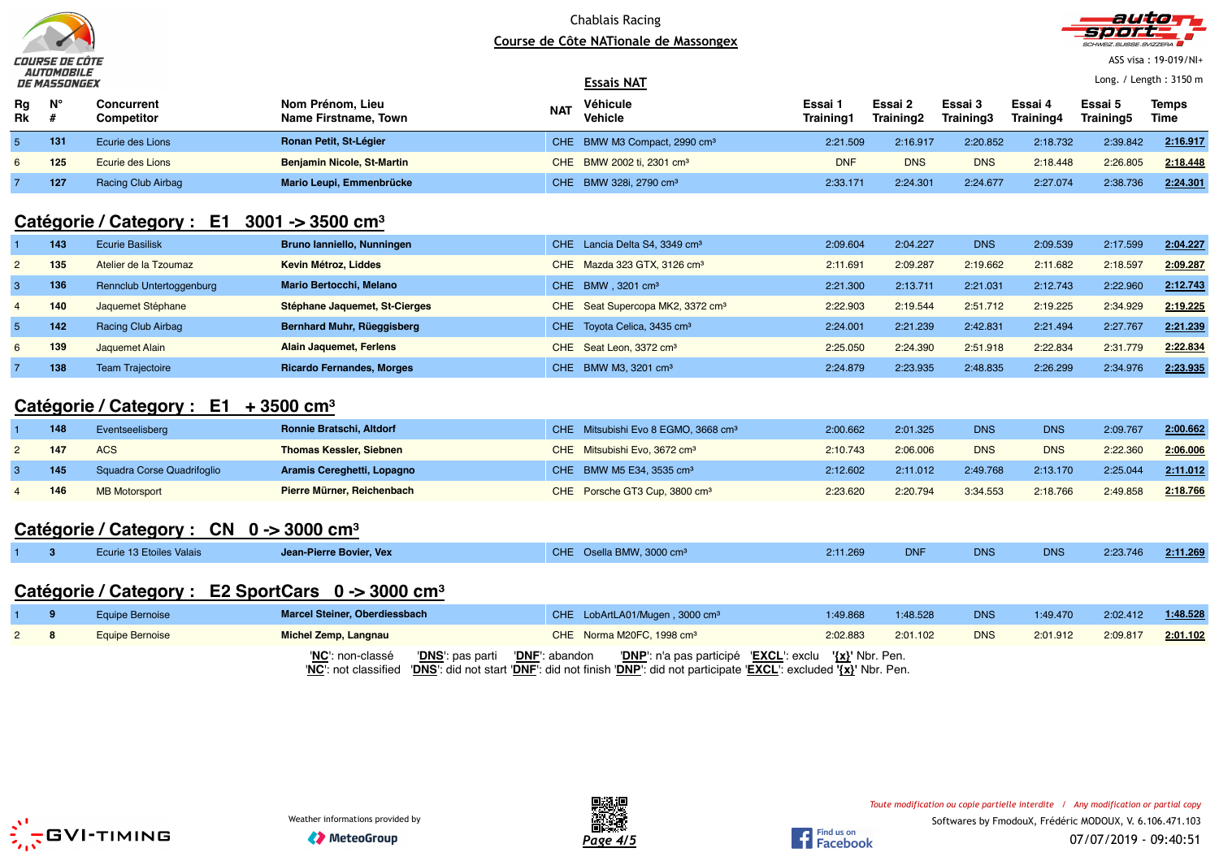Chablais Racing

Course de Côte NATionale de Massongex

ASS visa : 19-019/NI+

Long. / Length : 3150 m

## Essais NAT

| Rg Rk | N° # | Concurrent Competitor | Nom Prénom, Lieu Name Firstname, Town | NAT | Véhicule Vehicle | Essai 1 Training1 | Essai 2 Training2 | Essai 3 Training3 | Essai 4 Training4 | Essai 5 Training5 | Temps Time |
|---|---|---|---|---|---|---|---|---|---|---|---|
| 5 | 131 | Ecurie des Lions | **Ronan Petit, St-Légier** | CHE | BMW M3 Compact, 2990 cm³ | 2:21.509 | 2:16.917 | 2:20.852 | 2:18.732 | 2:39.842 | **2:16.917** |
| 6 | 125 | Ecurie des Lions | **Benjamin Nicole, St-Martin** | CHE | BMW 2002 ti, 2301 cm³ | DNF | DNS | DNS | 2:18.448 | 2:26.805 | **2:18.448** |
| 7 | 127 | Racing Club Airbag | **Mario Leupi, Emmenbrücke** | CHE | BMW 328i, 2790 cm³ | 2:33.171 | 2:24.301 | 2:24.677 | 2:27.074 | 2:38.736 | **2:24.301** |

## Catégorie / Category : E1 3001 -> 3500 cm³

| Rg Rk | N° # | Concurrent Competitor | Nom Prénom, Lieu Name Firstname, Town | NAT | Véhicule Vehicle | Essai 1 Training1 | Essai 2 Training2 | Essai 3 Training3 | Essai 4 Training4 | Essai 5 Training5 | Temps Time |
|---|---|---|---|---|---|---|---|---|---|---|---|
| 1 | 143 | Ecurie Basilisk | **Bruno Ianniello, Nunningen** | CHE | Lancia Delta S4, 3349 cm³ | 2:09.604 | 2:04.227 | DNS | 2:09.539 | 2:17.599 | **2:04.227** |
| 2 | 135 | Atelier de la Tzoumaz | **Kevin Métroz, Liddes** | CHE | Mazda 323 GTX, 3126 cm³ | 2:11.691 | 2:09.287 | 2:19.662 | 2:11.682 | 2:18.597 | **2:09.287** |
| 3 | 136 | Rennclub Untertoggenburg | **Mario Bertocchi, Melano** | CHE | BMW , 3201 cm³ | 2:21.300 | 2:13.711 | 2:21.031 | 2:12.743 | 2:22.960 | **2:12.743** |
| 4 | 140 | Jaquemet Stéphane | **Stéphane Jaquemet, St-Cierges** | CHE | Seat Supercopa MK2, 3372 cm³ | 2:22.903 | 2:19.544 | 2:51.712 | 2:19.225 | 2:34.929 | **2:19.225** |
| 5 | 142 | Racing Club Airbag | **Bernhard Muhr, Rüeggisberg** | CHE | Toyota Celica, 3435 cm³ | 2:24.001 | 2:21.239 | 2:42.831 | 2:21.494 | 2:27.767 | **2:21.239** |
| 6 | 139 | Jaquemet Alain | **Alain Jaquemet, Ferlens** | CHE | Seat Leon, 3372 cm³ | 2:25.050 | 2:24.390 | 2:51.918 | 2:22.834 | 2:31.779 | **2:22.834** |
| 7 | 138 | Team Trajectoire | **Ricardo Fernandes, Morges** | CHE | BMW M3, 3201 cm³ | 2:24.879 | 2:23.935 | 2:48.835 | 2:26.299 | 2:34.976 | **2:23.935** |

## Catégorie / Category : E1 + 3500 cm³

| Rg Rk | N° # | Concurrent Competitor | Nom Prénom, Lieu Name Firstname, Town | NAT | Véhicule Vehicle | Essai 1 Training1 | Essai 2 Training2 | Essai 3 Training3 | Essai 4 Training4 | Essai 5 Training5 | Temps Time |
|---|---|---|---|---|---|---|---|---|---|---|---|
| 1 | 148 | Eventseelisberg | **Ronnie Bratschi, Altdorf** | CHE | Mitsubishi Evo 8 EGMO, 3668 cm³ | 2:00.662 | 2:01.325 | DNS | DNS | 2:09.767 | **2:00.662** |
| 2 | 147 | ACS | **Thomas Kessler, Siebnen** | CHE | Mitsubishi Evo, 3672 cm³ | 2:10.743 | 2:06.006 | DNS | DNS | 2:22.360 | **2:06.006** |
| 3 | 145 | Squadra Corse Quadrifoglio | **Aramis Cereghetti, Lopagno** | CHE | BMW M5 E34, 3535 cm³ | 2:12.602 | 2:11.012 | 2:49.768 | 2:13.170 | 2:25.044 | **2:11.012** |
| 4 | 146 | MB Motorsport | **Pierre Mürner, Reichenbach** | CHE | Porsche GT3 Cup, 3800 cm³ | 2:23.620 | 2:20.794 | 3:34.553 | 2:18.766 | 2:49.858 | **2:18.766** |

## Catégorie / Category : CN 0 -> 3000 cm³

| Rg Rk | N° # | Concurrent Competitor | Nom Prénom, Lieu Name Firstname, Town | NAT | Véhicule Vehicle | Essai 1 Training1 | Essai 2 Training2 | Essai 3 Training3 | Essai 4 Training4 | Essai 5 Training5 | Temps Time |
|---|---|---|---|---|---|---|---|---|---|---|---|
| 1 | 3 | Ecurie 13 Etoiles Valais | **Jean-Pierre Bovier, Vex** | CHE | Osella BMW, 3000 cm³ | 2:11.269 | DNF | DNS | DNS | 2:23.746 | **2:11.269** |

## Catégorie / Category : E2 SportCars 0 -> 3000 cm³

| Rg Rk | N° # | Concurrent Competitor | Nom Prénom, Lieu Name Firstname, Town | NAT | Véhicule Vehicle | Essai 1 Training1 | Essai 2 Training2 | Essai 3 Training3 | Essai 4 Training4 | Essai 5 Training5 | Temps Time |
|---|---|---|---|---|---|---|---|---|---|---|---|
| 1 | 9 | Equipe Bernoise | **Marcel Steiner, Oberdiessbach** | CHE | LobArtLA01/Mugen , 3000 cm³ | 1:49.868 | 1:48.528 | DNS | 1:49.470 | 2:02.412 | **1:48.528** |
| 2 | 8 | Equipe Bernoise | **Michel Zemp, Langnau** | CHE | Norma M20FC, 1998 cm³ | 2:02.883 | 2:01.102 | DNS | 2:01.912 | 2:09.817 | **2:01.102** |

'**NC**': non-classé '**DNS**': pas parti '**DNF**': abandon '**DNP**': n'a pas participé '**EXCL**': exclu '**{x}**' Nbr. Pen.
'**NC**': not classified '**DNS**': did not start '**DNF**': did not finish '**DNP**': did not participate '**EXCL**': excluded '**{x}**' Nbr. Pen.

Weather informations provided by MeteoGroup

*Toute modification ou copie partielle interdite / Any modification or partial copy*

Softwares by FmodouX, Frédéric MODOUX, V. 6.106.471.103

07/07/2019 - 09:40:51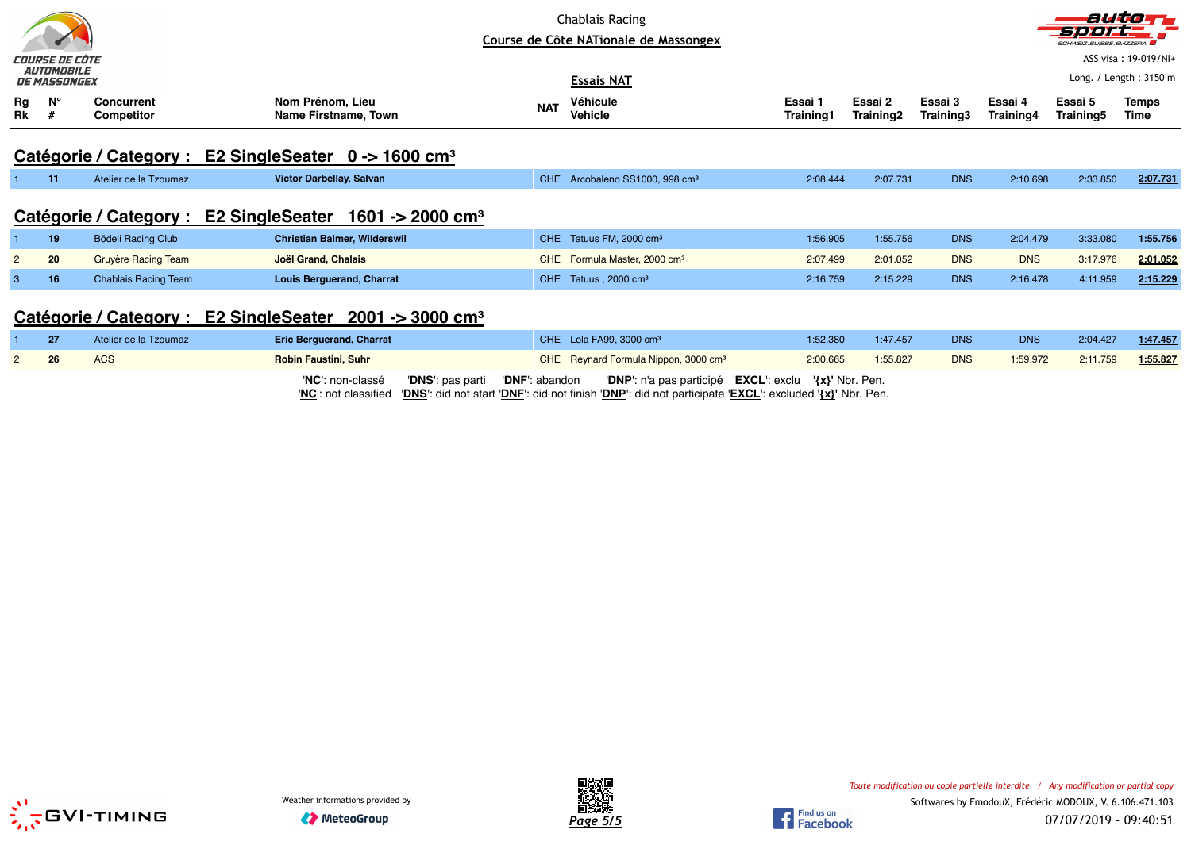Chablais Racing

Course de Côte NATionale de Massongex

ASS visa : 19-019/NI+

Long. / Length : 3150 m

## Essais NAT

### Catégorie / Category : E2 SingleSeater 0 -> 1600 cm³

| Rg Rk | N° # | Concurrent Competitor | Nom Prénom, Lieu Name Firstname, Town | NAT | Véhicule Vehicle | Essai 1 Training1 | Essai 2 Training2 | Essai 3 Training3 | Essai 4 Training4 | Essai 5 Training5 | Temps Time |
|---|---|---|---|---|---|---|---|---|---|---|---|
| 1 | 11 | Atelier de la Tzoumaz | **Victor Darbellay, Salvan** | CHE | Arcobaleno SS1000, 998 cm³ | 2:08.444 | 2:07.731 | DNS | 2:10.698 | 2:33.850 | 2:07.731 |

### Catégorie / Category : E2 SingleSeater 1601 -> 2000 cm³

| Rg Rk | N° # | Concurrent Competitor | Nom Prénom, Lieu Name Firstname, Town | NAT | Véhicule Vehicle | Essai 1 Training1 | Essai 2 Training2 | Essai 3 Training3 | Essai 4 Training4 | Essai 5 Training5 | Temps Time |
|---|---|---|---|---|---|---|---|---|---|---|---|
| 1 | 19 | Bödeli Racing Club | **Christian Balmer, Wilderswil** | CHE | Tatuus FM, 2000 cm³ | 1:56.905 | 1:55.756 | DNS | 2:04.479 | 3:33.080 | 1:55.756 |
| 2 | 20 | Gruyère Racing Team | **Joël Grand, Chalais** | CHE | Formula Master, 2000 cm³ | 2:07.499 | 2:01.052 | DNS | DNS | 3:17.976 | 2:01.052 |
| 3 | 16 | Chablais Racing Team | **Louis Berguerand, Charrat** | CHE | Tatuus , 2000 cm³ | 2:16.759 | 2:15.229 | DNS | 2:16.478 | 4:11.959 | 2:15.229 |

### Catégorie / Category : E2 SingleSeater 2001 -> 3000 cm³

| Rg Rk | N° # | Concurrent Competitor | Nom Prénom, Lieu Name Firstname, Town | NAT | Véhicule Vehicle | Essai 1 Training1 | Essai 2 Training2 | Essai 3 Training3 | Essai 4 Training4 | Essai 5 Training5 | Temps Time |
|---|---|---|---|---|---|---|---|---|---|---|---|
| 1 | 27 | Atelier de la Tzoumaz | **Eric Berguerand, Charrat** | CHE | Lola FA99, 3000 cm³ | 1:52.380 | 1:47.457 | DNS | DNS | 2:04.427 | 1:47.457 |
| 2 | 26 | ACS | **Robin Faustini, Suhr** | CHE | Reynard Formula Nippon, 3000 cm³ | 2:00.665 | 1:55.827 | DNS | 1:59.972 | 2:11.759 | 1:55.827 |

'**NC**': non-classé '**DNS**': pas parti '**DNF**': abandon '**DNP**': n'a pas participé '**EXCL**': exclu '**{x}**' Nbr. Pen.
'**NC**': not classified '**DNS**': did not start '**DNF**': did not finish '**DNP**': did not participate '**EXCL**': excluded '**{x}**' Nbr. Pen.

Weather informations provided by MeteoGroup

*Toute modification ou copie partielle interdite / Any modification or partial copy*

Softwares by FmodouX, Frédéric MODOUX, V. 6.106.471.103

07/07/2019 - 09:40:51